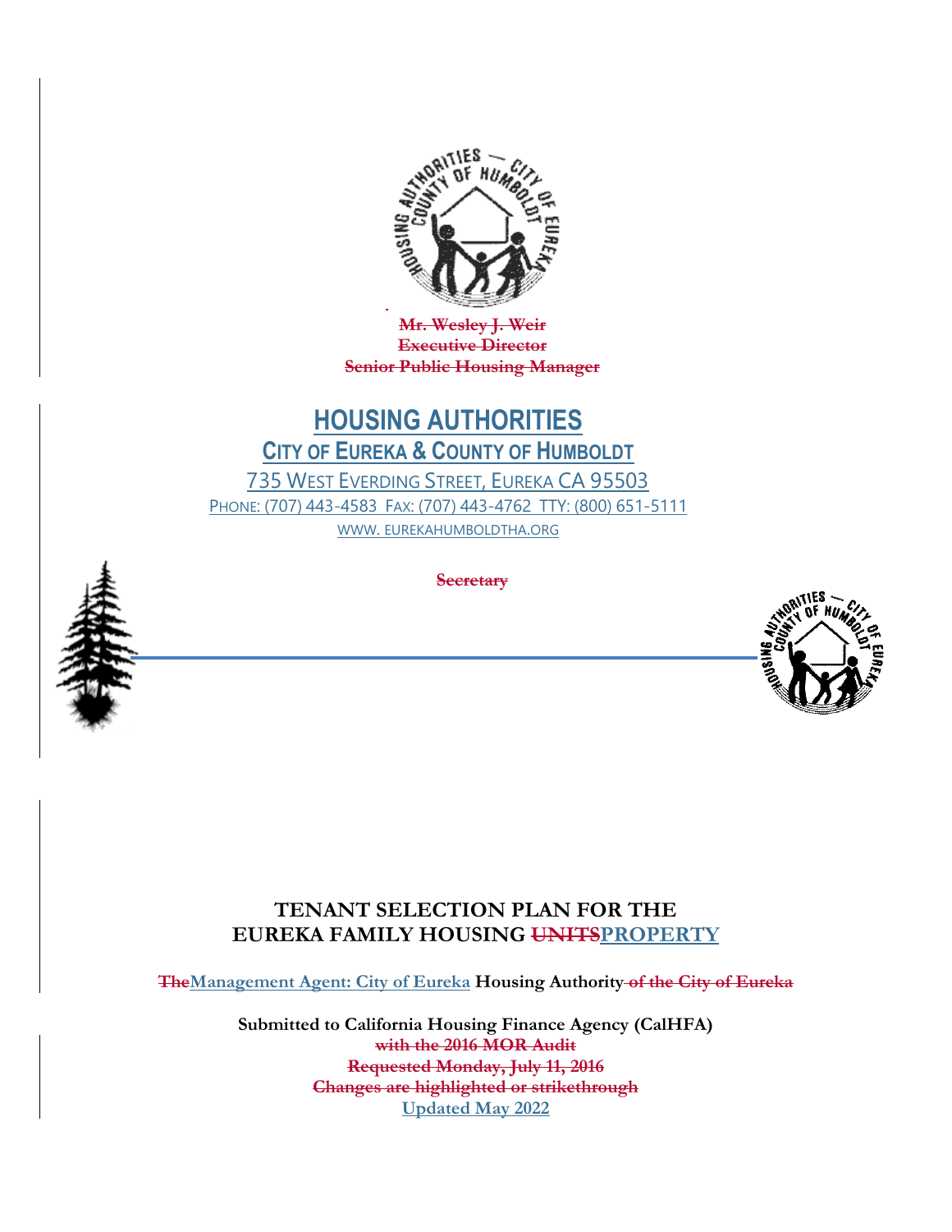~~Mr. Wesley J. Weir~~
~~Executive Director~~
~~Senior Public Housing Manager~~

# HOUSING AUTHORITIES

## CITY OF EUREKA & COUNTY OF HUMBOLDT

735 WEST EVERDING STREET, EUREKA CA 95503

PHONE: (707) 443-4583 FAX: (707) 443-4762 TTY: (800) 651-5111

WWW. EUREKAHUMBOLDTHA.ORG

~~Secretary~~

# TENANT SELECTION PLAN FOR THE EUREKA FAMILY HOUSING ~~UNITS~~PROPERTY

**~~The~~Management Agent: City of Eureka Housing Authority ~~of the City of Eureka~~**

**Submitted to California Housing Finance Agency (CalHFA)**
**~~with the 2016 MOR Audit~~**
**~~Requested Monday, July 11, 2016~~**
**~~Changes are highlighted or strikethrough~~**
**Updated May 2022**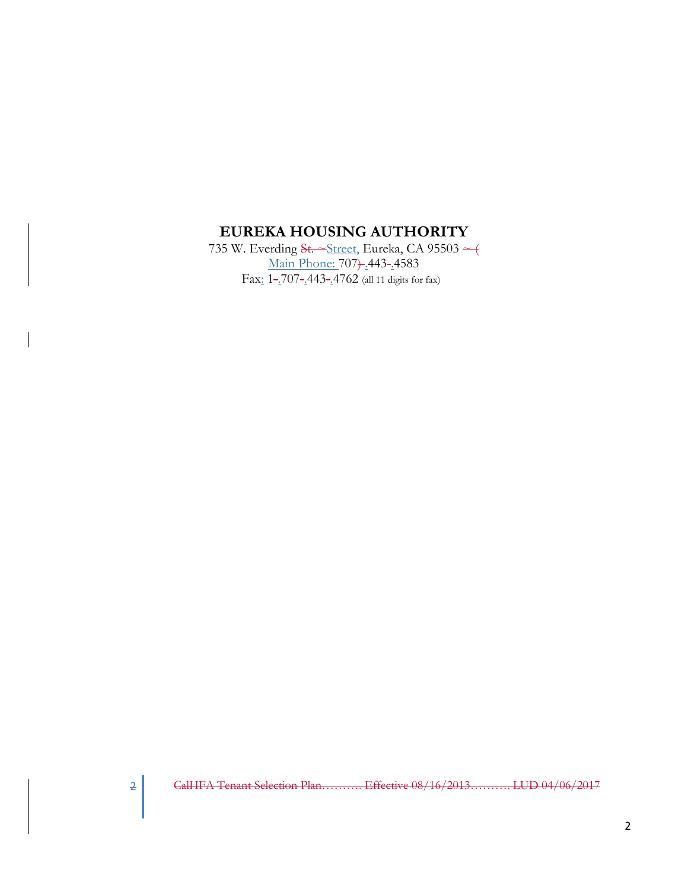# EUREKA HOUSING AUTHORITY

735 W. Everding Street, Eureka, CA 95503
Main Phone: 707.443.4583
Fax: 1.707.443.4762 (all 11 digits for fax)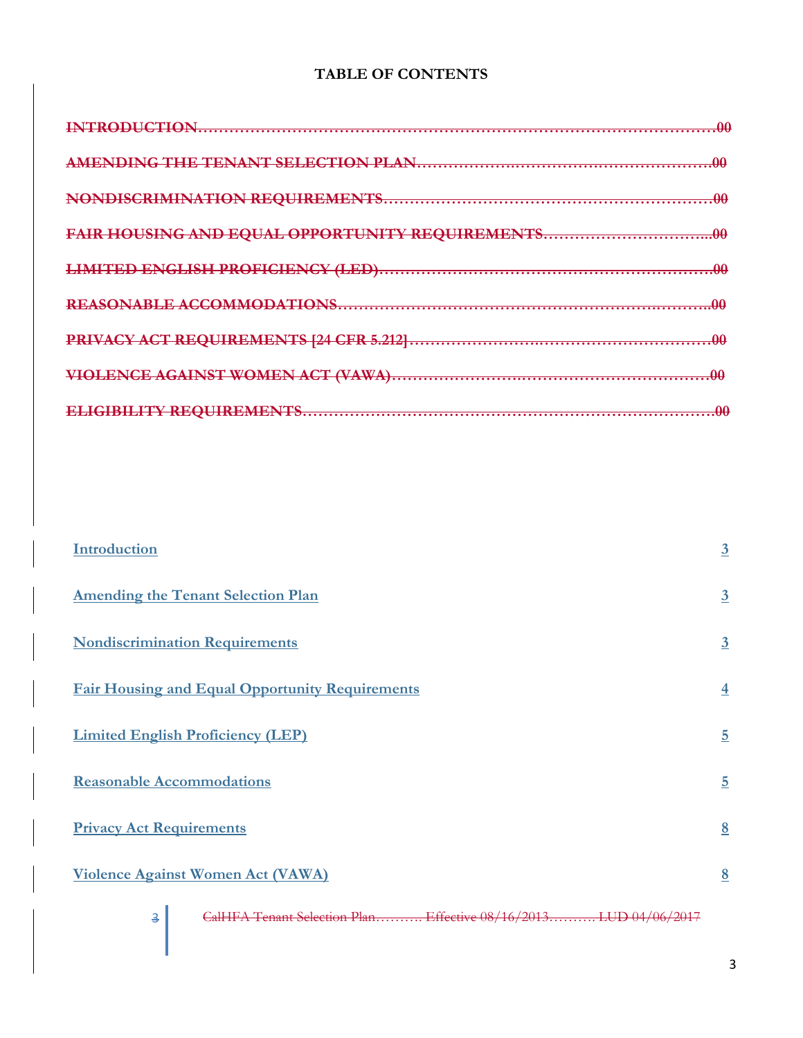**TABLE OF CONTENTS**

~~INTRODUCTION……………………………………………………………………………………00~~

~~AMENDING THE TENANT SELECTION PLAN…………………..……………….……………………00~~

~~NONDISCRIMINATION REQUIREMENTS………………………………………………………00~~

~~FAIR HOUSING AND EQUAL OPPORTUNITY REQUIREMENTS…………………………...00~~

~~LIMITED ENGLISH PROFICIENCY (LED)………………………………………………………00~~

~~REASONABLE ACCOMMODATIONS………………………………………………….………00~~

~~PRIVACY ACT REQUIREMENTS [24 CFR 5.212]……………………..……………………………00~~

~~VIOLENCE AGAINST WOMEN ACT (VAWA)……………………..……………………………00~~

~~ELIGIBILITY REQUIREMENTS…………………………………………………………………00~~

| | |
|---|---|
| Introduction | 3 |
| Amending the Tenant Selection Plan | 3 |
| Nondiscrimination Requirements | 3 |
| Fair Housing and Equal Opportunity Requirements | 4 |
| Limited English Proficiency (LEP) | 5 |
| Reasonable Accommodations | 5 |
| Privacy Act Requirements | 8 |
| Violence Against Women Act (VAWA) | 8 |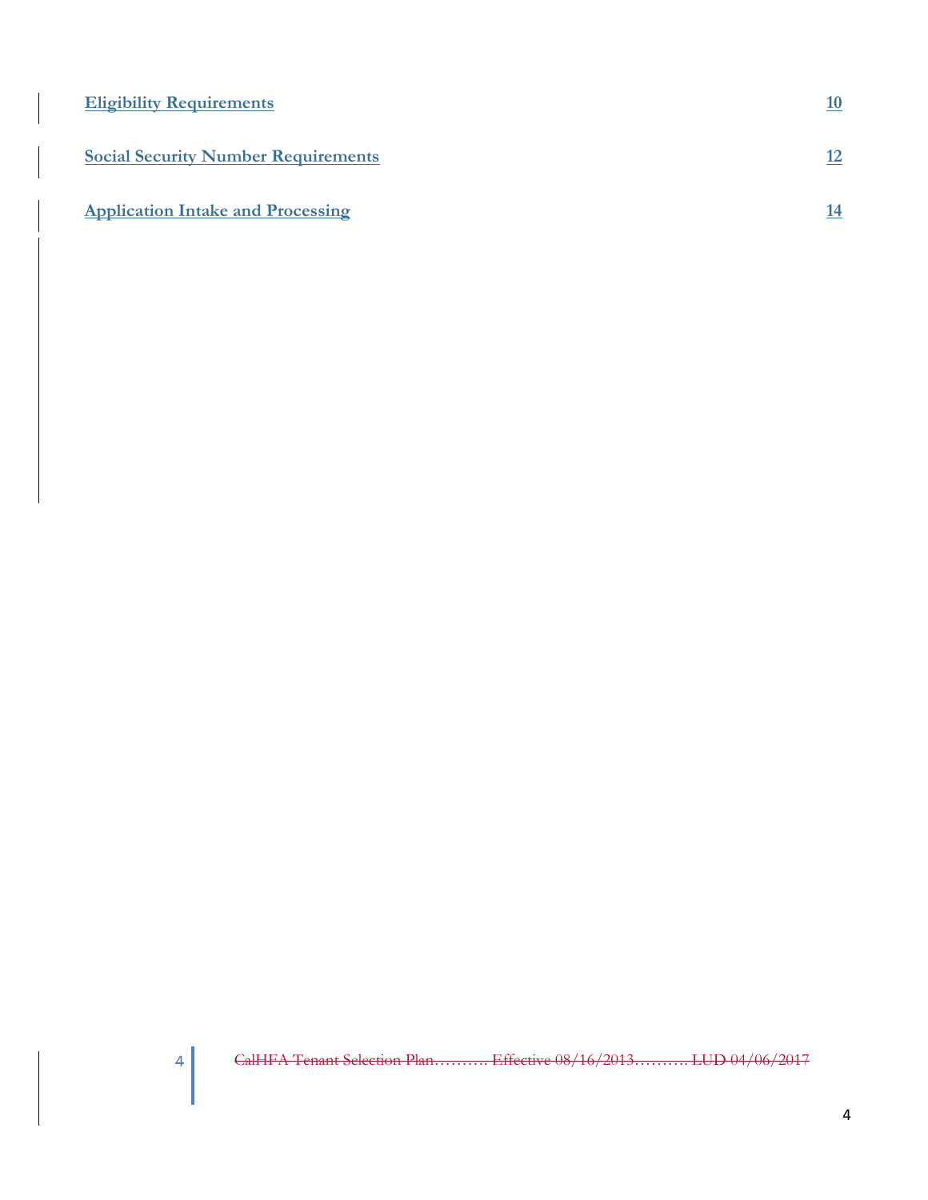| | |
|---|---|
| Eligibility Requirements | 10 |
| Social Security Number Requirements | 12 |
| Application Intake and Processing | 14 |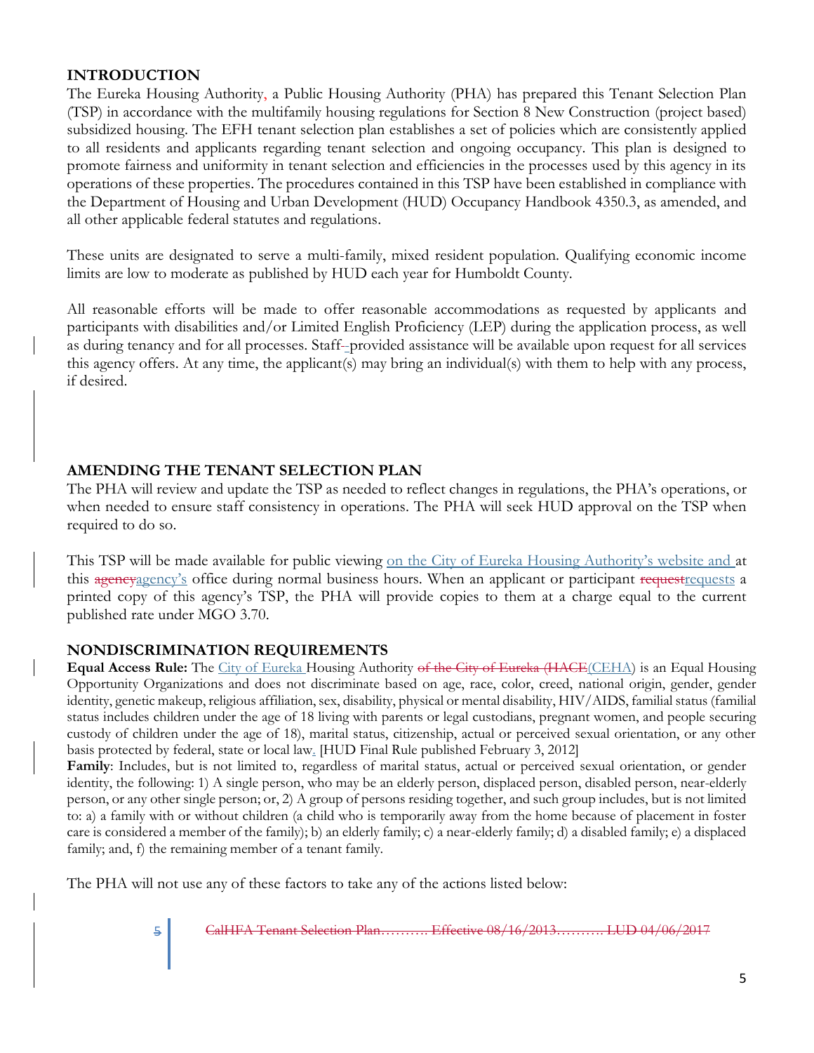## INTRODUCTION

The Eureka Housing Authority, a Public Housing Authority (PHA) has prepared this Tenant Selection Plan (TSP) in accordance with the multifamily housing regulations for Section 8 New Construction (project based) subsidized housing. The EFH tenant selection plan establishes a set of policies which are consistently applied to all residents and applicants regarding tenant selection and ongoing occupancy. This plan is designed to promote fairness and uniformity in tenant selection and efficiencies in the processes used by this agency in its operations of these properties. The procedures contained in this TSP have been established in compliance with the Department of Housing and Urban Development (HUD) Occupancy Handbook 4350.3, as amended, and all other applicable federal statutes and regulations.

These units are designated to serve a multi-family, mixed resident population. Qualifying economic income limits are low to moderate as published by HUD each year for Humboldt County.

All reasonable efforts will be made to offer reasonable accommodations as requested by applicants and participants with disabilities and/or Limited English Proficiency (LEP) during the application process, as well as during tenancy and for all processes. Staff-provided assistance will be available upon request for all services this agency offers. At any time, the applicant(s) may bring an individual(s) with them to help with any process, if desired.

## AMENDING THE TENANT SELECTION PLAN

The PHA will review and update the TSP as needed to reflect changes in regulations, the PHA's operations, or when needed to ensure staff consistency in operations. The PHA will seek HUD approval on the TSP when required to do so.

This TSP will be made available for public viewing on the City of Eureka Housing Authority's website and at this ~~agency~~agency's office during normal business hours. When an applicant or participant ~~request~~requests a printed copy of this agency's TSP, the PHA will provide copies to them at a charge equal to the current published rate under MGO 3.70.

## NONDISCRIMINATION REQUIREMENTS

**Equal Access Rule:** The City of Eureka Housing Authority ~~of the City of Eureka (HACE~~(CEHA) is an Equal Housing Opportunity Organizations and does not discriminate based on age, race, color, creed, national origin, gender, gender identity, genetic makeup, religious affiliation, sex, disability, physical or mental disability, HIV/AIDS, familial status (familial status includes children under the age of 18 living with parents or legal custodians, pregnant women, and people securing custody of children under the age of 18), marital status, citizenship, actual or perceived sexual orientation, or any other basis protected by federal, state or local law. [HUD Final Rule published February 3, 2012]

**Family**: Includes, but is not limited to, regardless of marital status, actual or perceived sexual orientation, or gender identity, the following: 1) A single person, who may be an elderly person, displaced person, disabled person, near-elderly person, or any other single person; or, 2) A group of persons residing together, and such group includes, but is not limited to: a) a family with or without children (a child who is temporarily away from the home because of placement in foster care is considered a member of the family); b) an elderly family; c) a near-elderly family; d) a disabled family; e) a displaced family; and, f) the remaining member of a tenant family.

The PHA will not use any of these factors to take any of the actions listed below: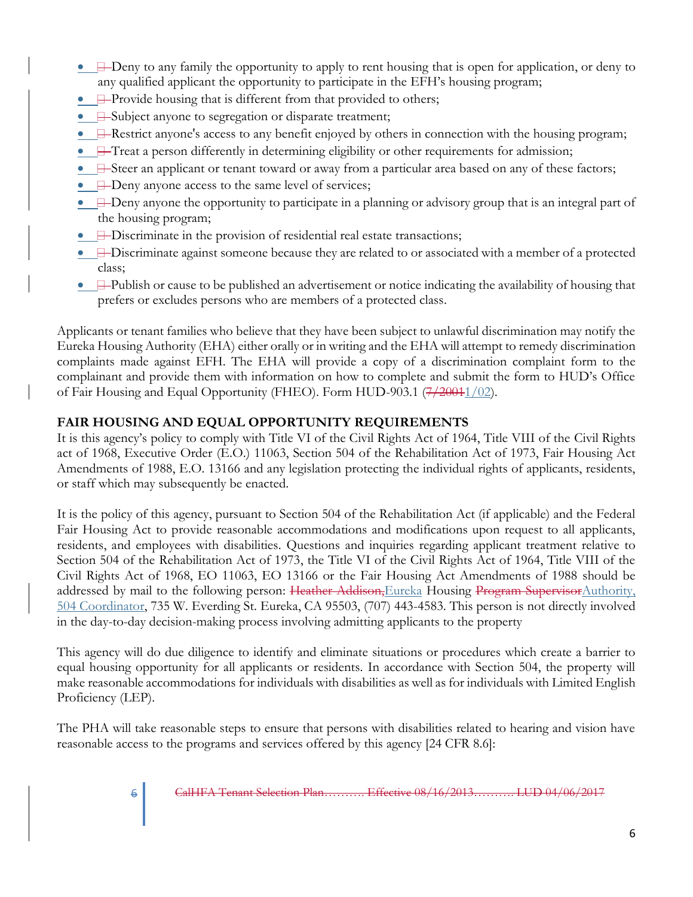- Deny to any family the opportunity to apply to rent housing that is open for application, or deny to any qualified applicant the opportunity to participate in the EFH's housing program;
- Provide housing that is different from that provided to others;
- Subject anyone to segregation or disparate treatment;
- Restrict anyone's access to any benefit enjoyed by others in connection with the housing program;
- Treat a person differently in determining eligibility or other requirements for admission;
- Steer an applicant or tenant toward or away from a particular area based on any of these factors;
- Deny anyone access to the same level of services;
- Deny anyone the opportunity to participate in a planning or advisory group that is an integral part of the housing program;
- Discriminate in the provision of residential real estate transactions;
- Discriminate against someone because they are related to or associated with a member of a protected class;
- Publish or cause to be published an advertisement or notice indicating the availability of housing that prefers or excludes persons who are members of a protected class.

Applicants or tenant families who believe that they have been subject to unlawful discrimination may notify the Eureka Housing Authority (EHA) either orally or in writing and the EHA will attempt to remedy discrimination complaints made against EFH. The EHA will provide a copy of a discrimination complaint form to the complainant and provide them with information on how to complete and submit the form to HUD's Office of Fair Housing and Equal Opportunity (FHEO). Form HUD-903.1 (~~7/2001~~1/02).

**FAIR HOUSING AND EQUAL OPPORTUNITY REQUIREMENTS**

It is this agency's policy to comply with Title VI of the Civil Rights Act of 1964, Title VIII of the Civil Rights act of 1968, Executive Order (E.O.) 11063, Section 504 of the Rehabilitation Act of 1973, Fair Housing Act Amendments of 1988, E.O. 13166 and any legislation protecting the individual rights of applicants, residents, or staff which may subsequently be enacted.

It is the policy of this agency, pursuant to Section 504 of the Rehabilitation Act (if applicable) and the Federal Fair Housing Act to provide reasonable accommodations and modifications upon request to all applicants, residents, and employees with disabilities. Questions and inquiries regarding applicant treatment relative to Section 504 of the Rehabilitation Act of 1973, the Title VI of the Civil Rights Act of 1964, Title VIII of the Civil Rights Act of 1968, EO 11063, EO 13166 or the Fair Housing Act Amendments of 1988 should be addressed by mail to the following person: ~~Heather Addison,~~Eureka Housing ~~Program Supervisor~~Authority, 504 Coordinator, 735 W. Everding St. Eureka, CA 95503, (707) 443-4583. This person is not directly involved in the day-to-day decision-making process involving admitting applicants to the property

This agency will do due diligence to identify and eliminate situations or procedures which create a barrier to equal housing opportunity for all applicants or residents. In accordance with Section 504, the property will make reasonable accommodations for individuals with disabilities as well as for individuals with Limited English Proficiency (LEP).

The PHA will take reasonable steps to ensure that persons with disabilities related to hearing and vision have reasonable access to the programs and services offered by this agency [24 CFR 8.6]: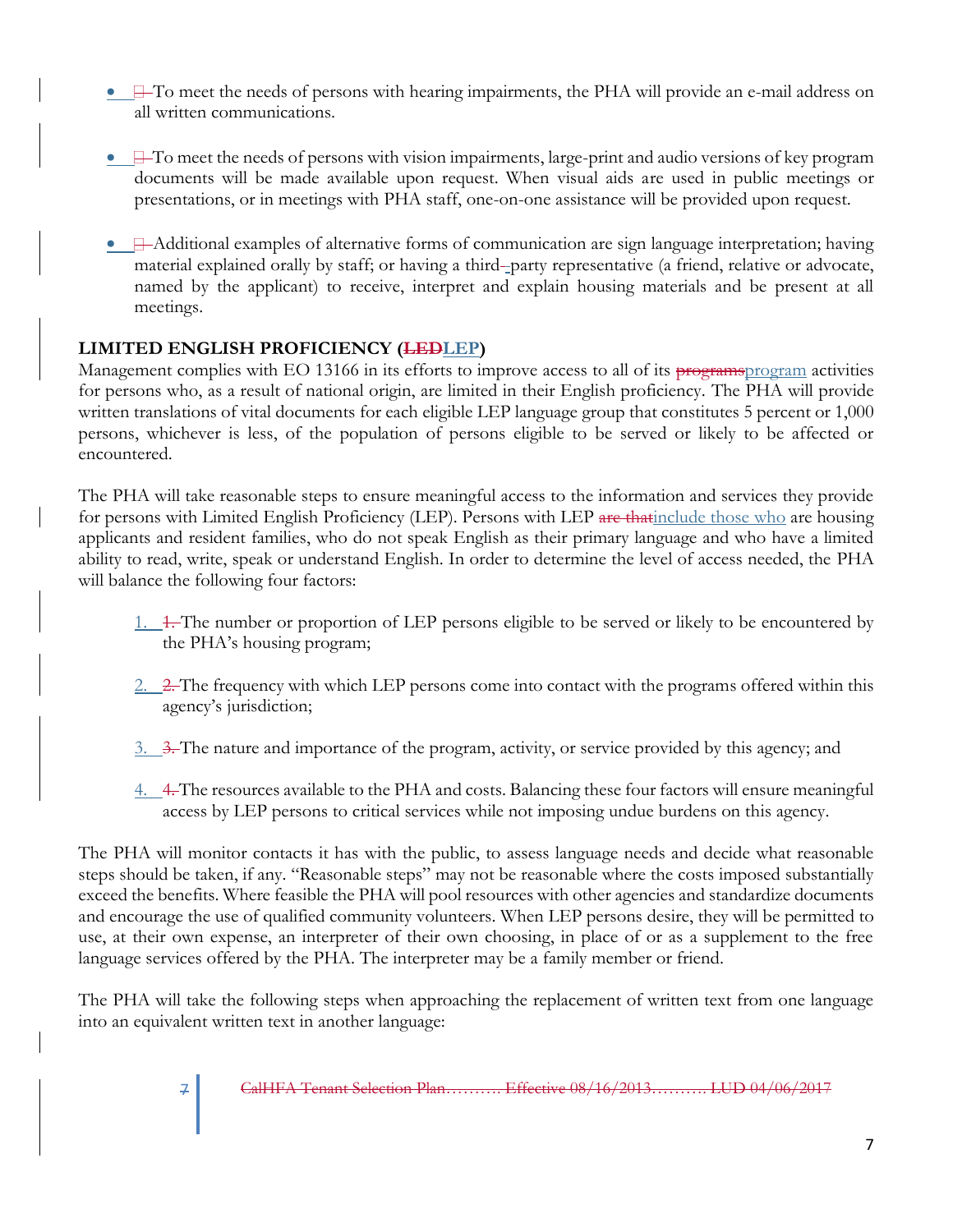- To meet the needs of persons with hearing impairments, the PHA will provide an e-mail address on all written communications.

- To meet the needs of persons with vision impairments, large-print and audio versions of key program documents will be made available upon request. When visual aids are used in public meetings or presentations, or in meetings with PHA staff, one-on-one assistance will be provided upon request.

- Additional examples of alternative forms of communication are sign language interpretation; having material explained orally by staff; or having a third-party representative (a friend, relative or advocate, named by the applicant) to receive, interpret and explain housing materials and be present at all meetings.

**LIMITED ENGLISH PROFICIENCY (LEP)**

Management complies with EO 13166 in its efforts to improve access to all of its program activities for persons who, as a result of national origin, are limited in their English proficiency. The PHA will provide written translations of vital documents for each eligible LEP language group that constitutes 5 percent or 1,000 persons, whichever is less, of the population of persons eligible to be served or likely to be affected or encountered.

The PHA will take reasonable steps to ensure meaningful access to the information and services they provide for persons with Limited English Proficiency (LEP). Persons with LEP include those who are housing applicants and resident families, who do not speak English as their primary language and who have a limited ability to read, write, speak or understand English. In order to determine the level of access needed, the PHA will balance the following four factors:

1. The number or proportion of LEP persons eligible to be served or likely to be encountered by the PHA's housing program;

2. The frequency with which LEP persons come into contact with the programs offered within this agency's jurisdiction;

3. The nature and importance of the program, activity, or service provided by this agency; and

4. The resources available to the PHA and costs. Balancing these four factors will ensure meaningful access by LEP persons to critical services while not imposing undue burdens on this agency.

The PHA will monitor contacts it has with the public, to assess language needs and decide what reasonable steps should be taken, if any. "Reasonable steps" may not be reasonable where the costs imposed substantially exceed the benefits. Where feasible the PHA will pool resources with other agencies and standardize documents and encourage the use of qualified community volunteers. When LEP persons desire, they will be permitted to use, at their own expense, an interpreter of their own choosing, in place of or as a supplement to the free language services offered by the PHA. The interpreter may be a family member or friend.

The PHA will take the following steps when approaching the replacement of written text from one language into an equivalent written text in another language: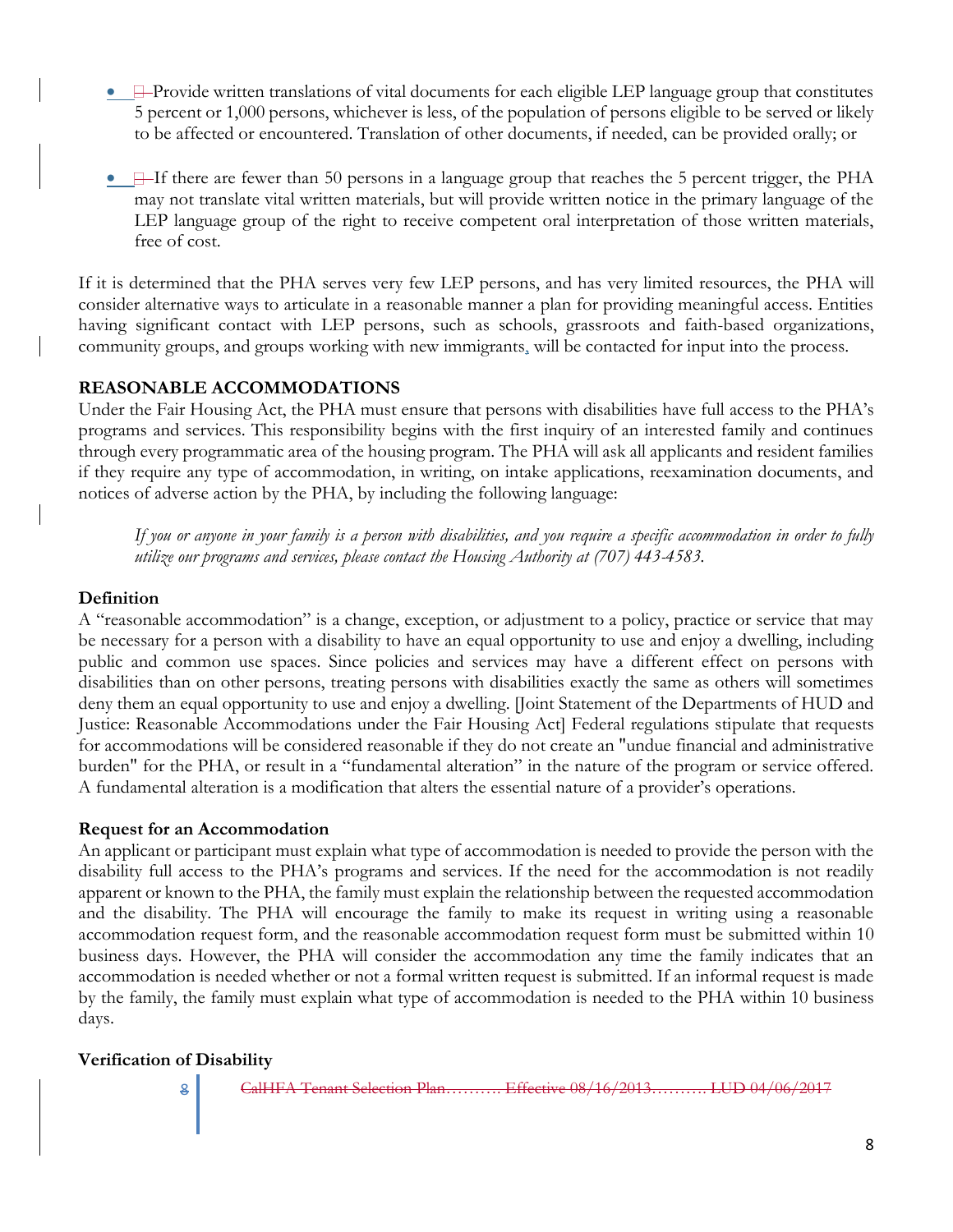- Provide written translations of vital documents for each eligible LEP language group that constitutes 5 percent or 1,000 persons, whichever is less, of the population of persons eligible to be served or likely to be affected or encountered. Translation of other documents, if needed, can be provided orally; or

- If there are fewer than 50 persons in a language group that reaches the 5 percent trigger, the PHA may not translate vital written materials, but will provide written notice in the primary language of the LEP language group of the right to receive competent oral interpretation of those written materials, free of cost.

If it is determined that the PHA serves very few LEP persons, and has very limited resources, the PHA will consider alternative ways to articulate in a reasonable manner a plan for providing meaningful access. Entities having significant contact with LEP persons, such as schools, grassroots and faith-based organizations, community groups, and groups working with new immigrants, will be contacted for input into the process.

## REASONABLE ACCOMMODATIONS

Under the Fair Housing Act, the PHA must ensure that persons with disabilities have full access to the PHA's programs and services. This responsibility begins with the first inquiry of an interested family and continues through every programmatic area of the housing program. The PHA will ask all applicants and resident families if they require any type of accommodation, in writing, on intake applications, reexamination documents, and notices of adverse action by the PHA, by including the following language:

*If you or anyone in your family is a person with disabilities, and you require a specific accommodation in order to fully utilize our programs and services, please contact the Housing Authority at (707) 443-4583.*

### Definition

A "reasonable accommodation" is a change, exception, or adjustment to a policy, practice or service that may be necessary for a person with a disability to have an equal opportunity to use and enjoy a dwelling, including public and common use spaces. Since policies and services may have a different effect on persons with disabilities than on other persons, treating persons with disabilities exactly the same as others will sometimes deny them an equal opportunity to use and enjoy a dwelling. [Joint Statement of the Departments of HUD and Justice: Reasonable Accommodations under the Fair Housing Act] Federal regulations stipulate that requests for accommodations will be considered reasonable if they do not create an "undue financial and administrative burden" for the PHA, or result in a "fundamental alteration" in the nature of the program or service offered. A fundamental alteration is a modification that alters the essential nature of a provider's operations.

### Request for an Accommodation

An applicant or participant must explain what type of accommodation is needed to provide the person with the disability full access to the PHA's programs and services. If the need for the accommodation is not readily apparent or known to the PHA, the family must explain the relationship between the requested accommodation and the disability. The PHA will encourage the family to make its request in writing using a reasonable accommodation request form, and the reasonable accommodation request form must be submitted within 10 business days. However, the PHA will consider the accommodation any time the family indicates that an accommodation is needed whether or not a formal written request is submitted. If an informal request is made by the family, the family must explain what type of accommodation is needed to the PHA within 10 business days.

### Verification of Disability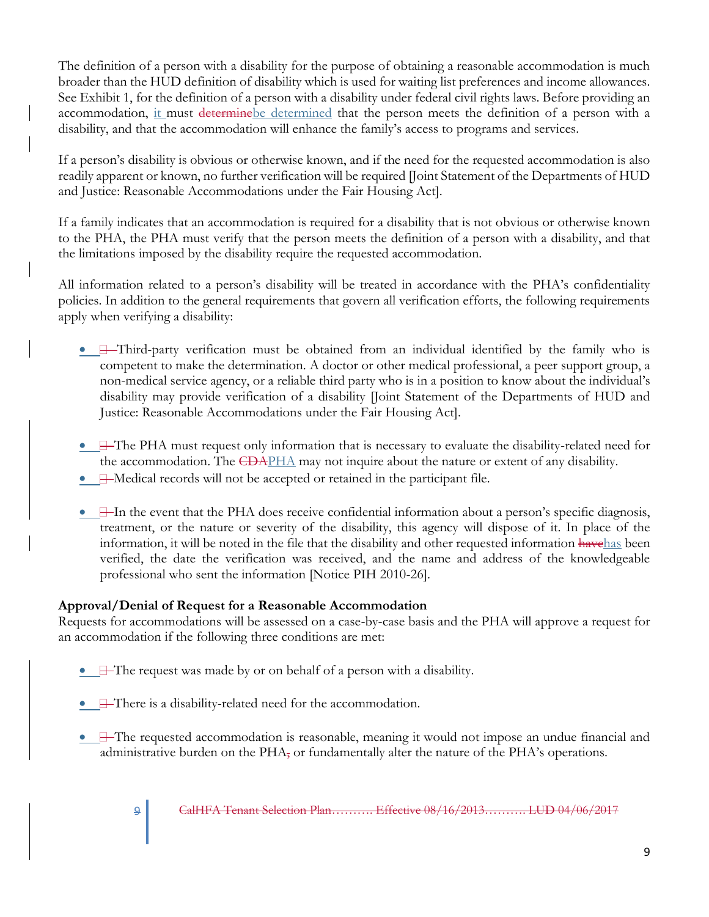The definition of a person with a disability for the purpose of obtaining a reasonable accommodation is much broader than the HUD definition of disability which is used for waiting list preferences and income allowances. See Exhibit 1, for the definition of a person with a disability under federal civil rights laws. Before providing an accommodation, it must be determined that the person meets the definition of a person with a disability, and that the accommodation will enhance the family's access to programs and services.

If a person's disability is obvious or otherwise known, and if the need for the requested accommodation is also readily apparent or known, no further verification will be required [Joint Statement of the Departments of HUD and Justice: Reasonable Accommodations under the Fair Housing Act].

If a family indicates that an accommodation is required for a disability that is not obvious or otherwise known to the PHA, the PHA must verify that the person meets the definition of a person with a disability, and that the limitations imposed by the disability require the requested accommodation.

All information related to a person's disability will be treated in accordance with the PHA's confidentiality policies. In addition to the general requirements that govern all verification efforts, the following requirements apply when verifying a disability:

- Third-party verification must be obtained from an individual identified by the family who is competent to make the determination. A doctor or other medical professional, a peer support group, a non-medical service agency, or a reliable third party who is in a position to know about the individual's disability may provide verification of a disability [Joint Statement of the Departments of HUD and Justice: Reasonable Accommodations under the Fair Housing Act].
- The PHA must request only information that is necessary to evaluate the disability-related need for the accommodation. The PHA may not inquire about the nature or extent of any disability.
- Medical records will not be accepted or retained in the participant file.
- In the event that the PHA does receive confidential information about a person's specific diagnosis, treatment, or the nature or severity of the disability, this agency will dispose of it. In place of the information, it will be noted in the file that the disability and other requested information has been verified, the date the verification was received, and the name and address of the knowledgeable professional who sent the information [Notice PIH 2010-26].

**Approval/Denial of Request for a Reasonable Accommodation**

Requests for accommodations will be assessed on a case-by-case basis and the PHA will approve a request for an accommodation if the following three conditions are met:

- The request was made by or on behalf of a person with a disability.
- There is a disability-related need for the accommodation.
- The requested accommodation is reasonable, meaning it would not impose an undue financial and administrative burden on the PHA or fundamentally alter the nature of the PHA's operations.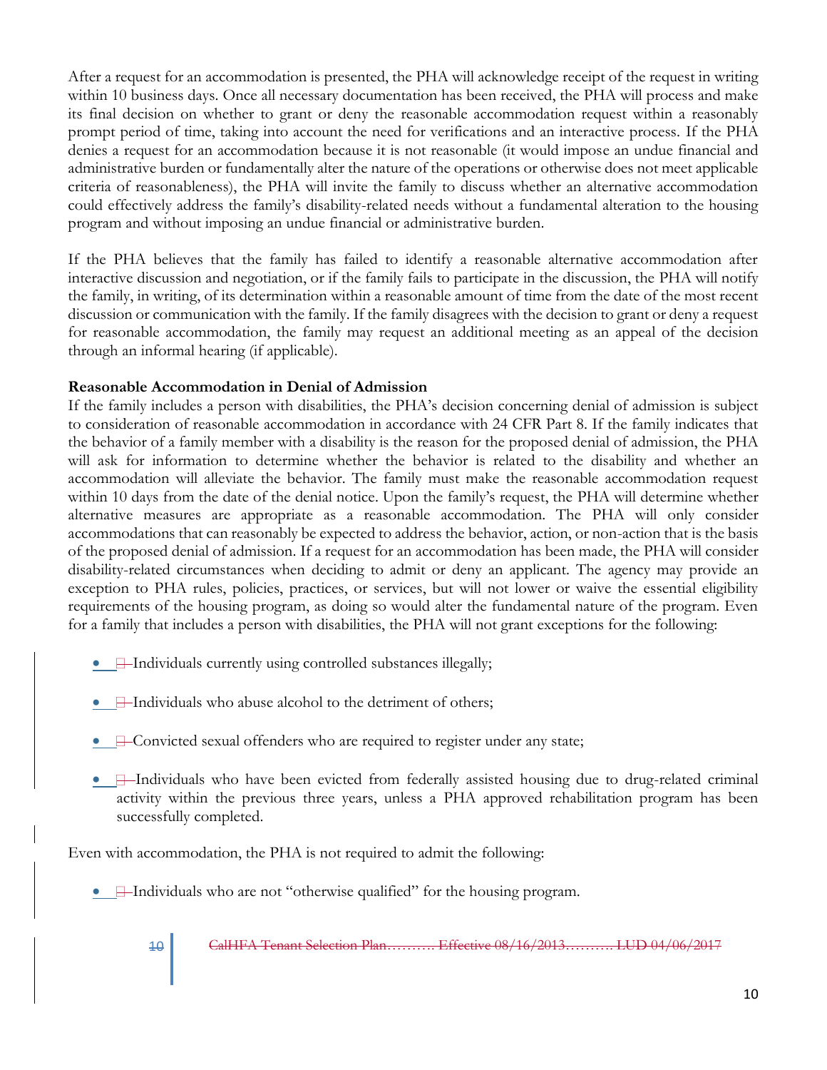After a request for an accommodation is presented, the PHA will acknowledge receipt of the request in writing within 10 business days. Once all necessary documentation has been received, the PHA will process and make its final decision on whether to grant or deny the reasonable accommodation request within a reasonably prompt period of time, taking into account the need for verifications and an interactive process. If the PHA denies a request for an accommodation because it is not reasonable (it would impose an undue financial and administrative burden or fundamentally alter the nature of the operations or otherwise does not meet applicable criteria of reasonableness), the PHA will invite the family to discuss whether an alternative accommodation could effectively address the family's disability-related needs without a fundamental alteration to the housing program and without imposing an undue financial or administrative burden.

If the PHA believes that the family has failed to identify a reasonable alternative accommodation after interactive discussion and negotiation, or if the family fails to participate in the discussion, the PHA will notify the family, in writing, of its determination within a reasonable amount of time from the date of the most recent discussion or communication with the family. If the family disagrees with the decision to grant or deny a request for reasonable accommodation, the family may request an additional meeting as an appeal of the decision through an informal hearing (if applicable).

**Reasonable Accommodation in Denial of Admission**

If the family includes a person with disabilities, the PHA's decision concerning denial of admission is subject to consideration of reasonable accommodation in accordance with 24 CFR Part 8. If the family indicates that the behavior of a family member with a disability is the reason for the proposed denial of admission, the PHA will ask for information to determine whether the behavior is related to the disability and whether an accommodation will alleviate the behavior. The family must make the reasonable accommodation request within 10 days from the date of the denial notice. Upon the family's request, the PHA will determine whether alternative measures are appropriate as a reasonable accommodation. The PHA will only consider accommodations that can reasonably be expected to address the behavior, action, or non-action that is the basis of the proposed denial of admission. If a request for an accommodation has been made, the PHA will consider disability-related circumstances when deciding to admit or deny an applicant. The agency may provide an exception to PHA rules, policies, practices, or services, but will not lower or waive the essential eligibility requirements of the housing program, as doing so would alter the fundamental nature of the program. Even for a family that includes a person with disabilities, the PHA will not grant exceptions for the following:

- Individuals currently using controlled substances illegally;
- Individuals who abuse alcohol to the detriment of others;
- Convicted sexual offenders who are required to register under any state;
- Individuals who have been evicted from federally assisted housing due to drug-related criminal activity within the previous three years, unless a PHA approved rehabilitation program has been successfully completed.

Even with accommodation, the PHA is not required to admit the following:

- Individuals who are not "otherwise qualified" for the housing program.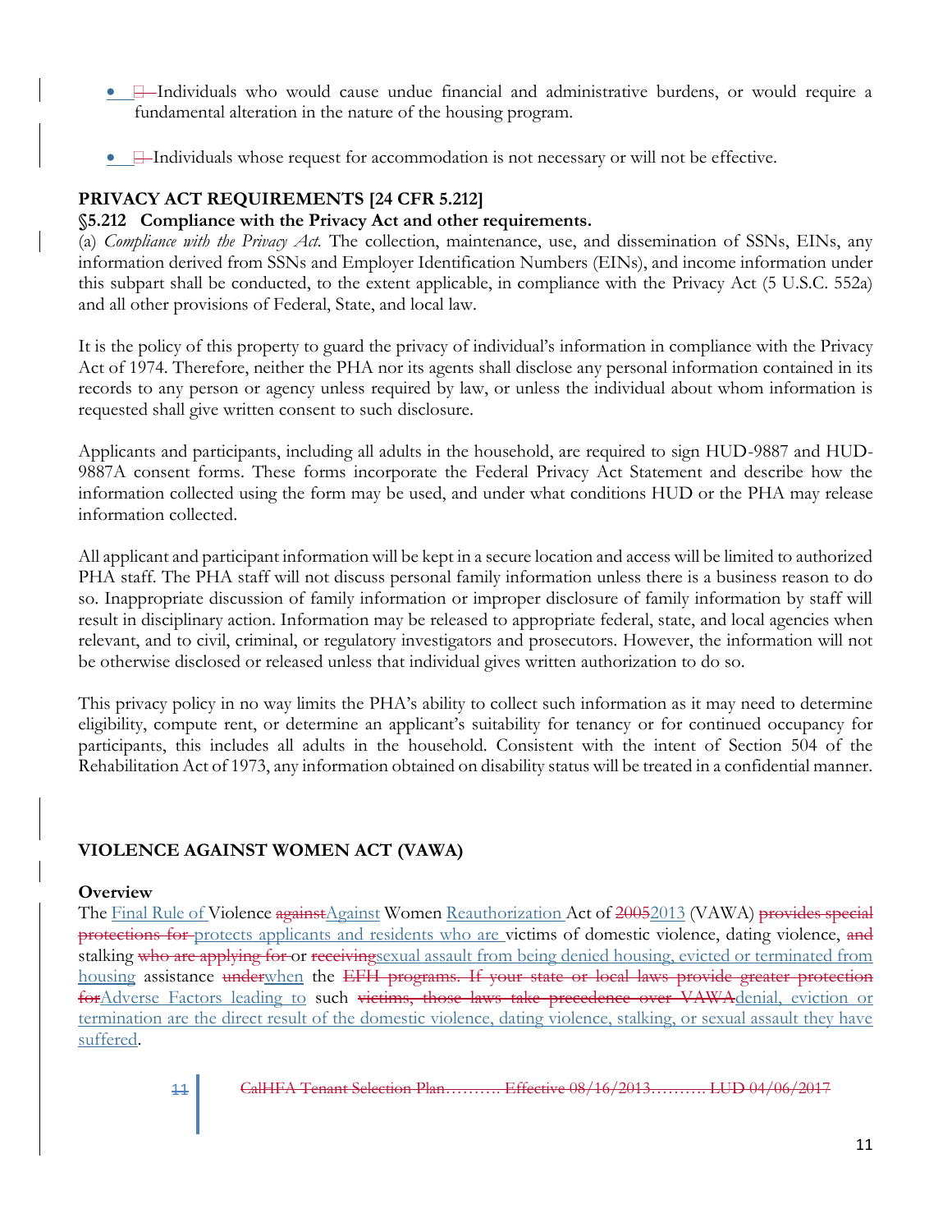- ~~□~~ Individuals who would cause undue financial and administrative burdens, or would require a fundamental alteration in the nature of the housing program.

- ~~□~~ Individuals whose request for accommodation is not necessary or will not be effective.

## PRIVACY ACT REQUIREMENTS [24 CFR 5.212]

### §5.212 Compliance with the Privacy Act and other requirements.

(a) *Compliance with the Privacy Act.* The collection, maintenance, use, and dissemination of SSNs, EINs, any information derived from SSNs and Employer Identification Numbers (EINs), and income information under this subpart shall be conducted, to the extent applicable, in compliance with the Privacy Act (5 U.S.C. 552a) and all other provisions of Federal, State, and local law.

It is the policy of this property to guard the privacy of individual's information in compliance with the Privacy Act of 1974. Therefore, neither the PHA nor its agents shall disclose any personal information contained in its records to any person or agency unless required by law, or unless the individual about whom information is requested shall give written consent to such disclosure.

Applicants and participants, including all adults in the household, are required to sign HUD-9887 and HUD-9887A consent forms. These forms incorporate the Federal Privacy Act Statement and describe how the information collected using the form may be used, and under what conditions HUD or the PHA may release information collected.

All applicant and participant information will be kept in a secure location and access will be limited to authorized PHA staff. The PHA staff will not discuss personal family information unless there is a business reason to do so. Inappropriate discussion of family information or improper disclosure of family information by staff will result in disciplinary action. Information may be released to appropriate federal, state, and local agencies when relevant, and to civil, criminal, or regulatory investigators and prosecutors. However, the information will not be otherwise disclosed or released unless that individual gives written authorization to do so.

This privacy policy in no way limits the PHA's ability to collect such information as it may need to determine eligibility, compute rent, or determine an applicant's suitability for tenancy or for continued occupancy for participants, this includes all adults in the household. Consistent with the intent of Section 504 of the Rehabilitation Act of 1973, any information obtained on disability status will be treated in a confidential manner.

## VIOLENCE AGAINST WOMEN ACT (VAWA)

### Overview

The Final Rule of Violence ~~against~~Against Women Reauthorization Act of ~~2005~~2013 (VAWA) ~~provides special protections for~~ protects applicants and residents who are victims of domestic violence, dating violence, ~~and~~ stalking ~~who are applying for~~ or ~~receiving~~sexual assault from being denied housing, evicted or terminated from housing assistance ~~under~~when the ~~EFH programs. If your state or local laws provide greater protection for~~Adverse Factors leading to such ~~victims, those laws take precedence over VAWA~~denial, eviction or termination are the direct result of the domestic violence, dating violence, stalking, or sexual assault they have suffered.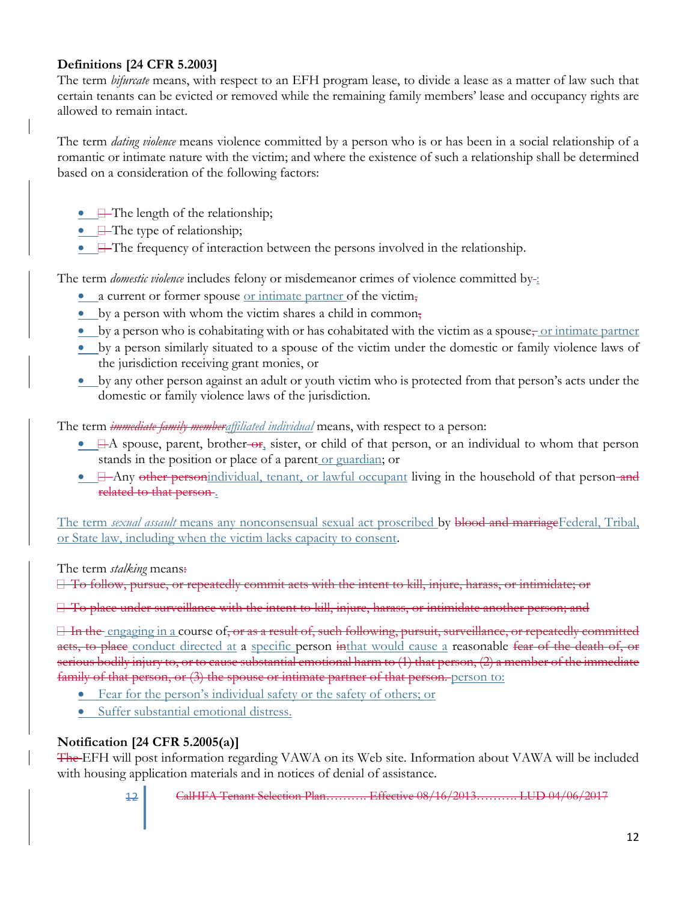**Definitions [24 CFR 5.2003]**

The term *bifurcate* means, with respect to an EFH program lease, to divide a lease as a matter of law such that certain tenants can be evicted or removed while the remaining family members' lease and occupancy rights are allowed to remain intact.

The term *dating violence* means violence committed by a person who is or has been in a social relationship of a romantic or intimate nature with the victim; and where the existence of such a relationship shall be determined based on a consideration of the following factors:

- The length of the relationship;
- The type of relationship;
- The frequency of interaction between the persons involved in the relationship.

The term *domestic violence* includes felony or misdemeanor crimes of violence committed by~~-~~:

- a current or former spouse or intimate partner of the victim~~,~~
- by a person with whom the victim shares a child in common~~,~~
- by a person who is cohabitating with or has cohabitated with the victim as a spouse~~,~~ or intimate partner
- by a person similarly situated to a spouse of the victim under the domestic or family violence laws of the jurisdiction receiving grant monies, or
- by any other person against an adult or youth victim who is protected from that person's acts under the domestic or family violence laws of the jurisdiction.

The term ~~*immediate family member*~~*affiliated individual* means, with respect to a person:

- A spouse, parent, brother~~-or~~, sister, or child of that person, or an individual to whom that person stands in the position or place of a parent or guardian; or
- Any ~~other person~~individual, tenant, or lawful occupant living in the household of that person ~~and related to that person~~.

The term *sexual assault* means any nonconsensual sexual act proscribed by ~~blood and marriage~~Federal, Tribal, or State law, including when the victim lacks capacity to consent.

The term *stalking* means~~:~~

~~To follow, pursue, or repeatedly commit acts with the intent to kill, injure, harass, or intimidate; or~~

~~To place under surveillance with the intent to kill, injure, harass, or intimidate another person; and~~

~~In the~~ engaging in a course of~~, or as a result of, such following, pursuit, surveillance, or repeatedly committed acts, to place~~ conduct directed at a specific person ~~in~~that would cause a reasonable ~~fear of the death of, or serious bodily injury to, or to cause substantial emotional harm to (1) that person, (2) a member of the immediate family of that person, or (3) the spouse or intimate partner of that person.~~ person to:

- Fear for the person's individual safety or the safety of others; or
- Suffer substantial emotional distress.

**Notification [24 CFR 5.2005(a)]**

~~The~~ EFH will post information regarding VAWA on its Web site. Information about VAWA will be included with housing application materials and in notices of denial of assistance.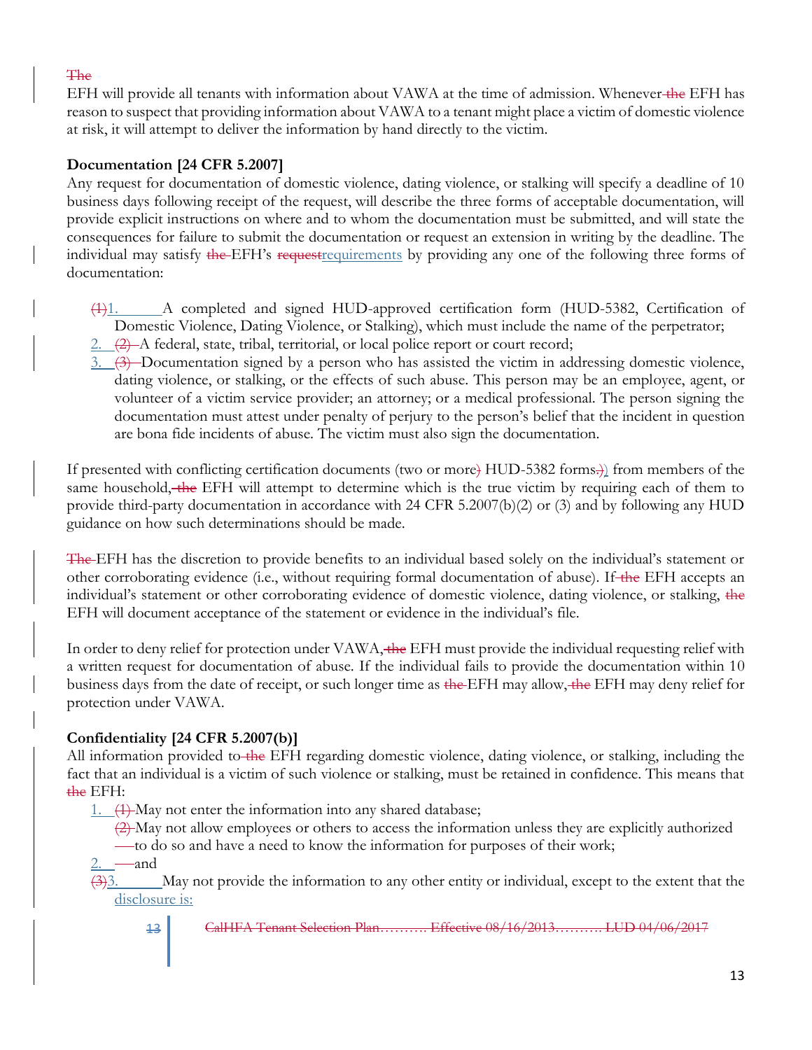EFH will provide all tenants with information about VAWA at the time of admission. Whenever EFH has reason to suspect that providing information about VAWA to a tenant might place a victim of domestic violence at risk, it will attempt to deliver the information by hand directly to the victim.

**Documentation [24 CFR 5.2007]**

Any request for documentation of domestic violence, dating violence, or stalking will specify a deadline of 10 business days following receipt of the request, will describe the three forms of acceptable documentation, will provide explicit instructions on where and to whom the documentation must be submitted, and will state the consequences for failure to submit the documentation or request an extension in writing by the deadline. The individual may satisfy EFH's requirements by providing any one of the following three forms of documentation:

1. A completed and signed HUD-approved certification form (HUD-5382, Certification of Domestic Violence, Dating Violence, or Stalking), which must include the name of the perpetrator;
2. A federal, state, tribal, territorial, or local police report or court record;
3. Documentation signed by a person who has assisted the victim in addressing domestic violence, dating violence, or stalking, or the effects of such abuse. This person may be an employee, agent, or volunteer of a victim service provider; an attorney; or a medical professional. The person signing the documentation must attest under penalty of perjury to the person's belief that the incident in question are bona fide incidents of abuse. The victim must also sign the documentation.

If presented with conflicting certification documents (two or more HUD-5382 forms) from members of the same household, EFH will attempt to determine which is the true victim by requiring each of them to provide third-party documentation in accordance with 24 CFR 5.2007(b)(2) or (3) and by following any HUD guidance on how such determinations should be made.

EFH has the discretion to provide benefits to an individual based solely on the individual's statement or other corroborating evidence (i.e., without requiring formal documentation of abuse). If EFH accepts an individual's statement or other corroborating evidence of domestic violence, dating violence, or stalking, EFH will document acceptance of the statement or evidence in the individual's file.

In order to deny relief for protection under VAWA, EFH must provide the individual requesting relief with a written request for documentation of abuse. If the individual fails to provide the documentation within 10 business days from the date of receipt, or such longer time as EFH may allow, EFH may deny relief for protection under VAWA.

**Confidentiality [24 CFR 5.2007(b)]**

All information provided to EFH regarding domestic violence, dating violence, or stalking, including the fact that an individual is a victim of such violence or stalking, must be retained in confidence. This means that EFH:

1. May not enter the information into any shared database;
2. May not allow employees or others to access the information unless they are explicitly authorized to do so and have a need to know the information for purposes of their work; and
3. May not provide the information to any other entity or individual, except to the extent that the disclosure is: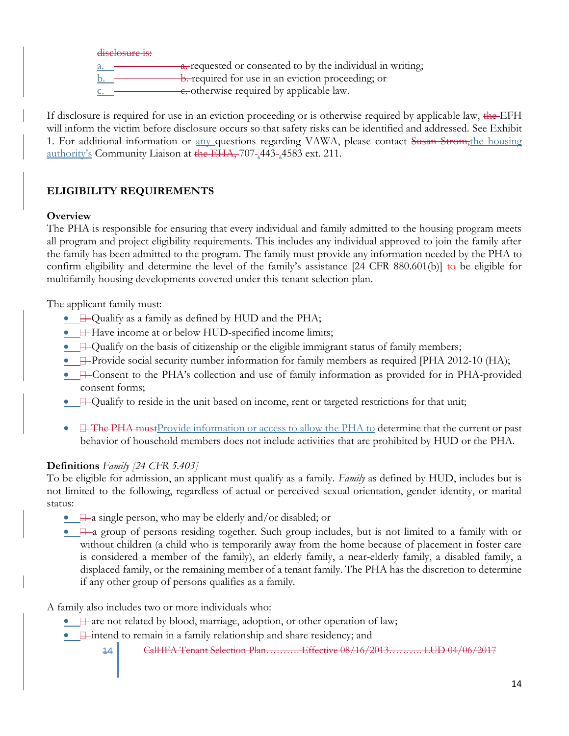disclosure is:

a. requested or consented to by the individual in writing;
b. required for use in an eviction proceeding; or
c. otherwise required by applicable law.

If disclosure is required for use in an eviction proceeding or is otherwise required by applicable law, the EFH will inform the victim before disclosure occurs so that safety risks can be identified and addressed. See Exhibit 1. For additional information or any questions regarding VAWA, please contact Susan Strom, the housing authority's Community Liaison at the EHA, 707-443-4583 ext. 211.

## ELIGIBILITY REQUIREMENTS

### Overview

The PHA is responsible for ensuring that every individual and family admitted to the housing program meets all program and project eligibility requirements. This includes any individual approved to join the family after the family has been admitted to the program. The family must provide any information needed by the PHA to confirm eligibility and determine the level of the family's assistance [24 CFR 880.601(b)] to be eligible for multifamily housing developments covered under this tenant selection plan.

The applicant family must:

- Qualify as a family as defined by HUD and the PHA;
- Have income at or below HUD-specified income limits;
- Qualify on the basis of citizenship or the eligible immigrant status of family members;
- Provide social security number information for family members as required [PHA 2012-10 (HA);
- Consent to the PHA's collection and use of family information as provided for in PHA-provided consent forms;
- Qualify to reside in the unit based on income, rent or targeted restrictions for that unit;
- The PHA must Provide information or access to allow the PHA to determine that the current or past behavior of household members does not include activities that are prohibited by HUD or the PHA.

**Definitions** *Family [24 CFR 5.403]*

To be eligible for admission, an applicant must qualify as a family. *Family* as defined by HUD, includes but is not limited to the following, regardless of actual or perceived sexual orientation, gender identity, or marital status:

- a single person, who may be elderly and/or disabled; or
- a group of persons residing together. Such group includes, but is not limited to a family with or without children (a child who is temporarily away from the home because of placement in foster care is considered a member of the family), an elderly family, a near-elderly family, a disabled family, a displaced family, or the remaining member of a tenant family. The PHA has the discretion to determine if any other group of persons qualifies as a family.

A family also includes two or more individuals who:

- are not related by blood, marriage, adoption, or other operation of law;
- intend to remain in a family relationship and share residency; and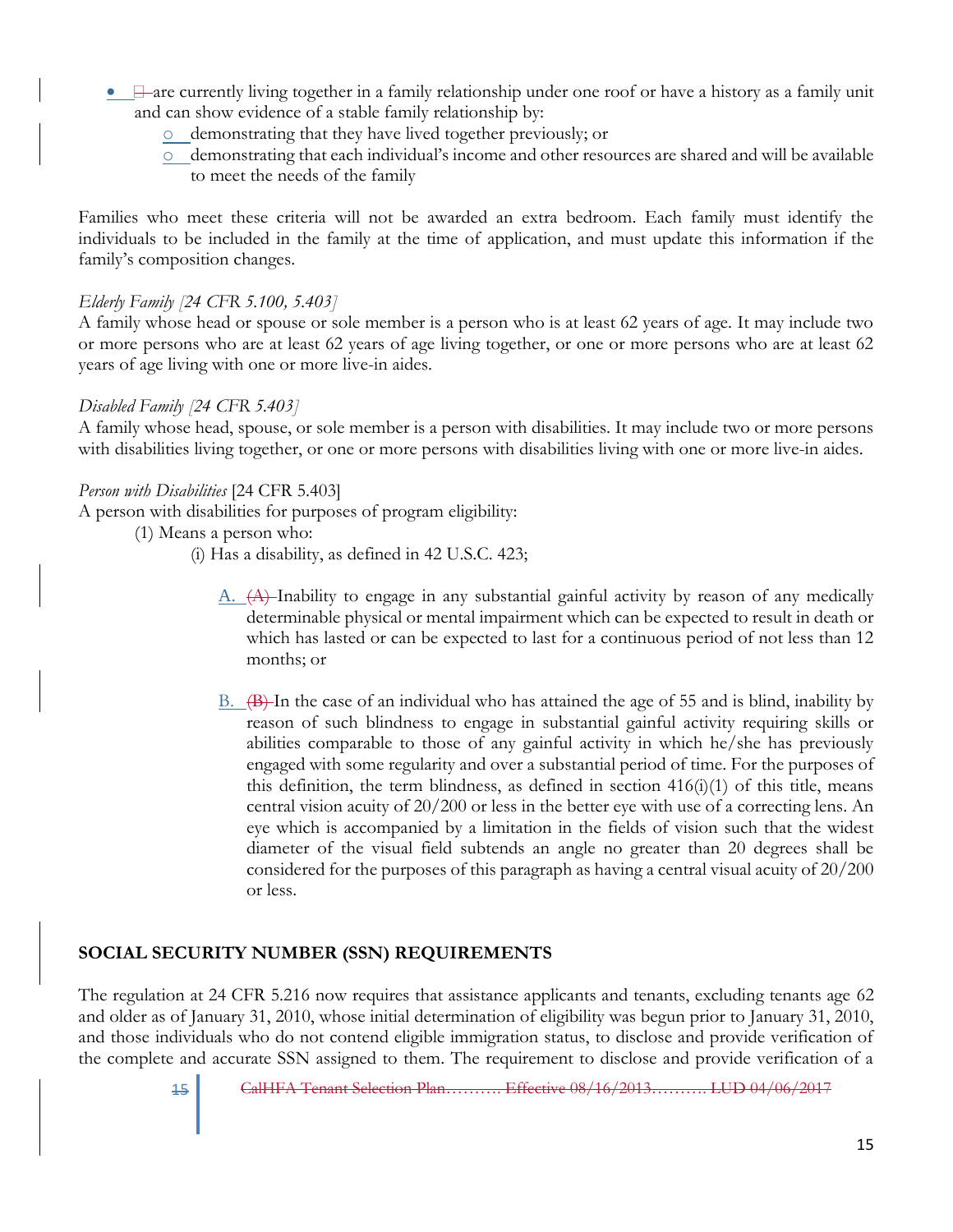- are currently living together in a family relationship under one roof or have a history as a family unit and can show evidence of a stable family relationship by:
  - demonstrating that they have lived together previously; or
  - demonstrating that each individual's income and other resources are shared and will be available to meet the needs of the family

Families who meet these criteria will not be awarded an extra bedroom. Each family must identify the individuals to be included in the family at the time of application, and must update this information if the family's composition changes.

*Elderly Family [24 CFR 5.100, 5.403]*
A family whose head or spouse or sole member is a person who is at least 62 years of age. It may include two or more persons who are at least 62 years of age living together, or one or more persons who are at least 62 years of age living with one or more live-in aides.

*Disabled Family [24 CFR 5.403]*
A family whose head, spouse, or sole member is a person with disabilities. It may include two or more persons with disabilities living together, or one or more persons with disabilities living with one or more live-in aides.

*Person with Disabilities* [24 CFR 5.403]
A person with disabilities for purposes of program eligibility:

(1) Means a person who:

(i) Has a disability, as defined in 42 U.S.C. 423;

A. Inability to engage in any substantial gainful activity by reason of any medically determinable physical or mental impairment which can be expected to result in death or which has lasted or can be expected to last for a continuous period of not less than 12 months; or

B. In the case of an individual who has attained the age of 55 and is blind, inability by reason of such blindness to engage in substantial gainful activity requiring skills or abilities comparable to those of any gainful activity in which he/she has previously engaged with some regularity and over a substantial period of time. For the purposes of this definition, the term blindness, as defined in section 416(i)(1) of this title, means central vision acuity of 20/200 or less in the better eye with use of a correcting lens. An eye which is accompanied by a limitation in the fields of vision such that the widest diameter of the visual field subtends an angle no greater than 20 degrees shall be considered for the purposes of this paragraph as having a central visual acuity of 20/200 or less.

## SOCIAL SECURITY NUMBER (SSN) REQUIREMENTS

The regulation at 24 CFR 5.216 now requires that assistance applicants and tenants, excluding tenants age 62 and older as of January 31, 2010, whose initial determination of eligibility was begun prior to January 31, 2010, and those individuals who do not contend eligible immigration status, to disclose and provide verification of the complete and accurate SSN assigned to them. The requirement to disclose and provide verification of a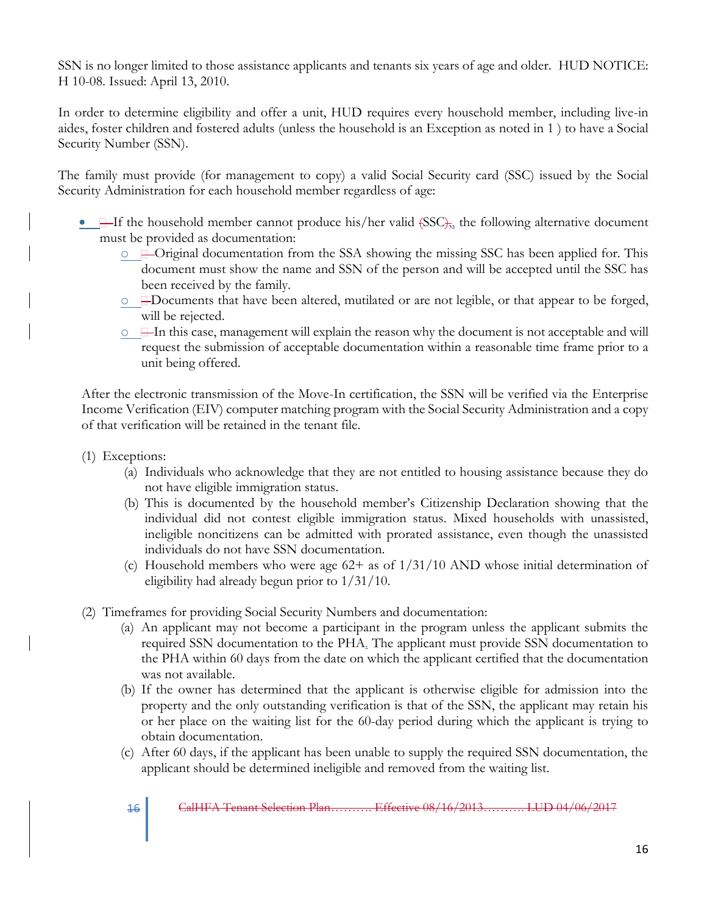SSN is no longer limited to those assistance applicants and tenants six years of age and older. HUD NOTICE: H 10-08. Issued: April 13, 2010.

In order to determine eligibility and offer a unit, HUD requires every household member, including live-in aides, foster children and fostered adults (unless the household is an Exception as noted in 1 ) to have a Social Security Number (SSN).

The family must provide (for management to copy) a valid Social Security card (SSC) issued by the Social Security Administration for each household member regardless of age:

- If the household member cannot produce his/her valid SSC, the following alternative document must be provided as documentation:
  - Original documentation from the SSA showing the missing SSC has been applied for. This document must show the name and SSN of the person and will be accepted until the SSC has been received by the family.
  - Documents that have been altered, mutilated or are not legible, or that appear to be forged, will be rejected.
  - In this case, management will explain the reason why the document is not acceptable and will request the submission of acceptable documentation within a reasonable time frame prior to a unit being offered.

After the electronic transmission of the Move-In certification, the SSN will be verified via the Enterprise Income Verification (EIV) computer matching program with the Social Security Administration and a copy of that verification will be retained in the tenant file.

(1) Exceptions:

  (a) Individuals who acknowledge that they are not entitled to housing assistance because they do not have eligible immigration status.

  (b) This is documented by the household member's Citizenship Declaration showing that the individual did not contest eligible immigration status. Mixed households with unassisted, ineligible noncitizens can be admitted with prorated assistance, even though the unassisted individuals do not have SSN documentation.

  (c) Household members who were age 62+ as of 1/31/10 AND whose initial determination of eligibility had already begun prior to 1/31/10.

(2) Timeframes for providing Social Security Numbers and documentation:

  (a) An applicant may not become a participant in the program unless the applicant submits the required SSN documentation to the PHA. The applicant must provide SSN documentation to the PHA within 60 days from the date on which the applicant certified that the documentation was not available.

  (b) If the owner has determined that the applicant is otherwise eligible for admission into the property and the only outstanding verification is that of the SSN, the applicant may retain his or her place on the waiting list for the 60-day period during which the applicant is trying to obtain documentation.

  (c) After 60 days, if the applicant has been unable to supply the required SSN documentation, the applicant should be determined ineligible and removed from the waiting list.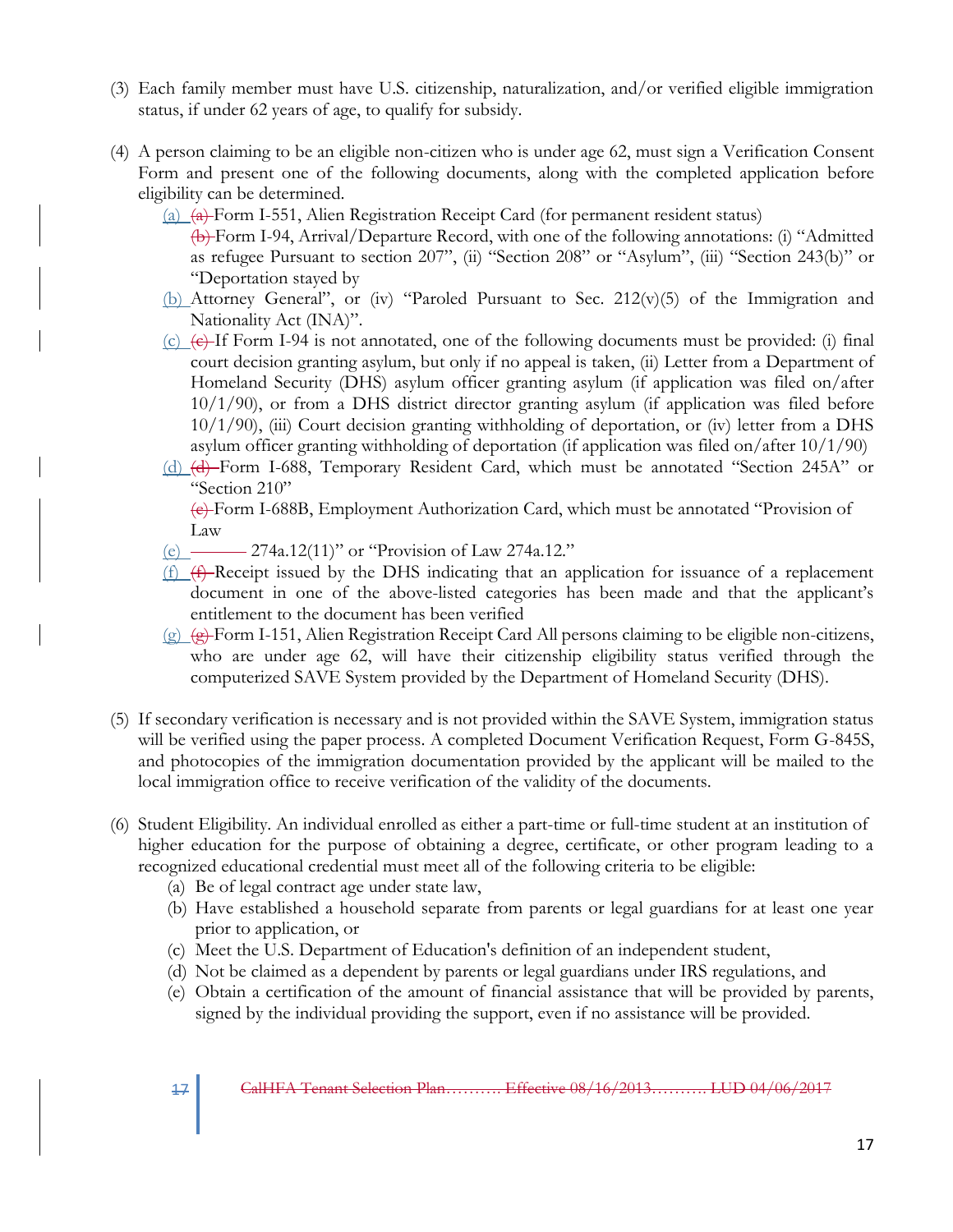(3) Each family member must have U.S. citizenship, naturalization, and/or verified eligible immigration status, if under 62 years of age, to qualify for subsidy.

(4) A person claiming to be an eligible non-citizen who is under age 62, must sign a Verification Consent Form and present one of the following documents, along with the completed application before eligibility can be determined.

   (a) ~~(a)~~ Form I-551, Alien Registration Receipt Card (for permanent resident status)

   ~~(b)~~ Form I-94, Arrival/Departure Record, with one of the following annotations: (i) "Admitted as refugee Pursuant to section 207", (ii) "Section 208" or "Asylum", (iii) "Section 243(b)" or "Deportation stayed by

   (b) Attorney General", or (iv) "Paroled Pursuant to Sec. 212(v)(5) of the Immigration and Nationality Act (INA)".

   (c) ~~(c)~~ If Form I-94 is not annotated, one of the following documents must be provided: (i) final court decision granting asylum, but only if no appeal is taken, (ii) Letter from a Department of Homeland Security (DHS) asylum officer granting asylum (if application was filed on/after 10/1/90), or from a DHS district director granting asylum (if application was filed before 10/1/90), (iii) Court decision granting withholding of deportation, or (iv) letter from a DHS asylum officer granting withholding of deportation (if application was filed on/after 10/1/90)

   (d) ~~(d)~~ Form I-688, Temporary Resident Card, which must be annotated "Section 245A" or "Section 210"

   ~~(e)~~ Form I-688B, Employment Authorization Card, which must be annotated "Provision of Law

   (e) ——— 274a.12(11)" or "Provision of Law 274a.12."

   (f) ~~(f)~~ Receipt issued by the DHS indicating that an application for issuance of a replacement document in one of the above-listed categories has been made and that the applicant's entitlement to the document has been verified

   (g) ~~(g)~~ Form I-151, Alien Registration Receipt Card All persons claiming to be eligible non-citizens, who are under age 62, will have their citizenship eligibility status verified through the computerized SAVE System provided by the Department of Homeland Security (DHS).

(5) If secondary verification is necessary and is not provided within the SAVE System, immigration status will be verified using the paper process. A completed Document Verification Request, Form G-845S, and photocopies of the immigration documentation provided by the applicant will be mailed to the local immigration office to receive verification of the validity of the documents.

(6) Student Eligibility. An individual enrolled as either a part-time or full-time student at an institution of higher education for the purpose of obtaining a degree, certificate, or other program leading to a recognized educational credential must meet all of the following criteria to be eligible:

   (a) Be of legal contract age under state law,
   (b) Have established a household separate from parents or legal guardians for at least one year prior to application, or
   (c) Meet the U.S. Department of Education's definition of an independent student,
   (d) Not be claimed as a dependent by parents or legal guardians under IRS regulations, and
   (e) Obtain a certification of the amount of financial assistance that will be provided by parents, signed by the individual providing the support, even if no assistance will be provided.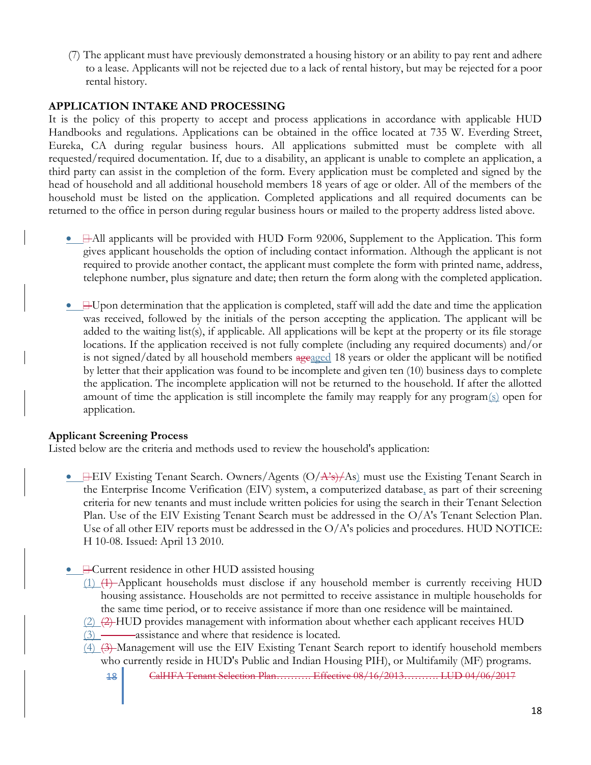(7) The applicant must have previously demonstrated a housing history or an ability to pay rent and adhere to a lease. Applicants will not be rejected due to a lack of rental history, but may be rejected for a poor rental history.

**APPLICATION INTAKE AND PROCESSING**

It is the policy of this property to accept and process applications in accordance with applicable HUD Handbooks and regulations. Applications can be obtained in the office located at 735 W. Everding Street, Eureka, CA during regular business hours. All applications submitted must be complete with all requested/required documentation. If, due to a disability, an applicant is unable to complete an application, a third party can assist in the completion of the form. Every application must be completed and signed by the head of household and all additional household members 18 years of age or older. All of the members of the household must be listed on the application. Completed applications and all required documents can be returned to the office in person during regular business hours or mailed to the property address listed above.

- All applicants will be provided with HUD Form 92006, Supplement to the Application. This form gives applicant households the option of including contact information. Although the applicant is not required to provide another contact, the applicant must complete the form with printed name, address, telephone number, plus signature and date; then return the form along with the completed application.

- Upon determination that the application is completed, staff will add the date and time the application was received, followed by the initials of the person accepting the application. The applicant will be added to the waiting list(s), if applicable. All applications will be kept at the property or its file storage locations. If the application received is not fully complete (including any required documents) and/or is not signed/dated by all household members aged 18 years or older the applicant will be notified by letter that their application was found to be incomplete and given ten (10) business days to complete the application. The incomplete application will not be returned to the household. If after the allotted amount of time the application is still incomplete the family may reapply for any program(s) open for application.

**Applicant Screening Process**

Listed below are the criteria and methods used to review the household's application:

- EIV Existing Tenant Search. Owners/Agents (O/As) must use the Existing Tenant Search in the Enterprise Income Verification (EIV) system, a computerized database, as part of their screening criteria for new tenants and must include written policies for using the search in their Tenant Selection Plan. Use of the EIV Existing Tenant Search must be addressed in the O/A's Tenant Selection Plan. Use of all other EIV reports must be addressed in the O/A's policies and procedures. HUD NOTICE: H 10-08. Issued: April 13 2010.

- Current residence in other HUD assisted housing
  (1) Applicant households must disclose if any household member is currently receiving HUD housing assistance. Households are not permitted to receive assistance in multiple households for the same time period, or to receive assistance if more than one residence will be maintained.
  (2) HUD provides management with information about whether each applicant receives HUD
  (3) assistance and where that residence is located.
  (4) Management will use the EIV Existing Tenant Search report to identify household members who currently reside in HUD's Public and Indian Housing PIH), or Multifamily (MF) programs.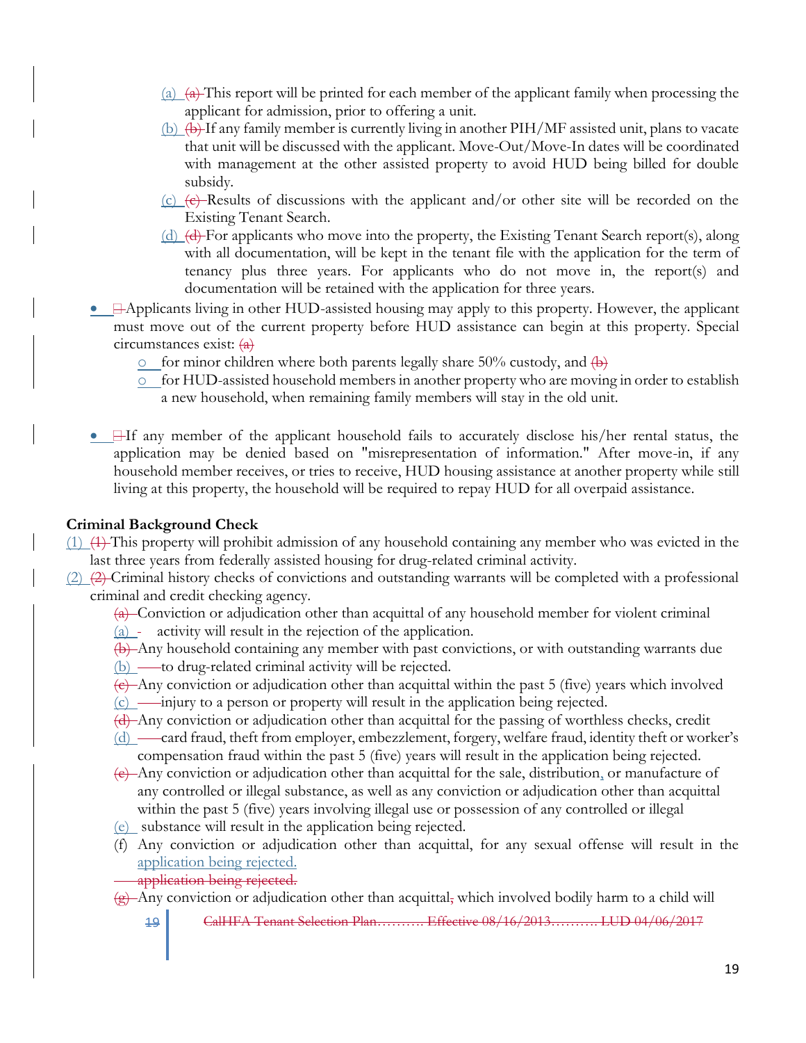(a) This report will be printed for each member of the applicant family when processing the applicant for admission, prior to offering a unit.

(b) If any family member is currently living in another PIH/MF assisted unit, plans to vacate that unit will be discussed with the applicant. Move-Out/Move-In dates will be coordinated with management at the other assisted property to avoid HUD being billed for double subsidy.

(c) Results of discussions with the applicant and/or other site will be recorded on the Existing Tenant Search.

(d) For applicants who move into the property, the Existing Tenant Search report(s), along with all documentation, will be kept in the tenant file with the application for the term of tenancy plus three years. For applicants who do not move in, the report(s) and documentation will be retained with the application for three years.

- Applicants living in other HUD-assisted housing may apply to this property. However, the applicant must move out of the current property before HUD assistance can begin at this property. Special circumstances exist:
  - for minor children where both parents legally share 50% custody, and
  - for HUD-assisted household members in another property who are moving in order to establish a new household, when remaining family members will stay in the old unit.

- If any member of the applicant household fails to accurately disclose his/her rental status, the application may be denied based on "misrepresentation of information." After move-in, if any household member receives, or tries to receive, HUD housing assistance at another property while still living at this property, the household will be required to repay HUD for all overpaid assistance.

**Criminal Background Check**

(1) This property will prohibit admission of any household containing any member who was evicted in the last three years from federally assisted housing for drug-related criminal activity.

(2) Criminal history checks of convictions and outstanding warrants will be completed with a professional criminal and credit checking agency.

(a) Conviction or adjudication other than acquittal of any household member for violent criminal activity will result in the rejection of the application.

(b) Any household containing any member with past convictions, or with outstanding warrants due to drug-related criminal activity will be rejected.

(c) Any conviction or adjudication other than acquittal within the past 5 (five) years which involved injury to a person or property will result in the application being rejected.

(d) Any conviction or adjudication other than acquittal for the passing of worthless checks, credit card fraud, theft from employer, embezzlement, forgery, welfare fraud, identity theft or worker's compensation fraud within the past 5 (five) years will result in the application being rejected.

(e) Any conviction or adjudication other than acquittal for the sale, distribution, or manufacture of any controlled or illegal substance, as well as any conviction or adjudication other than acquittal within the past 5 (five) years involving illegal use or possession of any controlled or illegal substance will result in the application being rejected.

(f) Any conviction or adjudication other than acquittal, for any sexual offense will result in the application being rejected.

(g) Any conviction or adjudication other than acquittal which involved bodily harm to a child will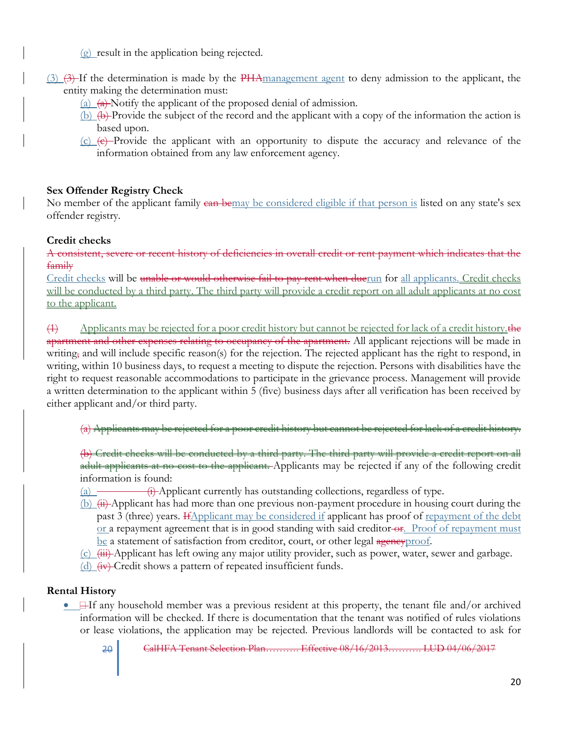(g) result in the application being rejected.

(3) ~~(3)~~ If the determination is made by the ~~PHA~~management agent to deny admission to the applicant, the entity making the determination must:

(a) ~~(a)~~ Notify the applicant of the proposed denial of admission.

(b) ~~(b)~~ Provide the subject of the record and the applicant with a copy of the information the action is based upon.

(c) ~~(c)~~ Provide the applicant with an opportunity to dispute the accuracy and relevance of the information obtained from any law enforcement agency.

**Sex Offender Registry Check**

No member of the applicant family ~~can be~~may be considered eligible if that person is listed on any state's sex offender registry.

**Credit checks**

~~A consistent, severe or recent history of deficiencies in overall credit or rent payment which indicates that the family~~

Credit checks will be ~~unable or would otherwise fail to pay rent when due~~run for all applicants. Credit checks will be conducted by a third party. The third party will provide a credit report on all adult applicants at no cost to the applicant.

~~(1)~~ Applicants may be rejected for a poor credit history but cannot be rejected for lack of a credit history.~~the apartment and other expenses relating to occupancy of the apartment.~~ All applicant rejections will be made in writing~~,~~ and will include specific reason(s) for the rejection. The rejected applicant has the right to respond, in writing, within 10 business days, to request a meeting to dispute the rejection. Persons with disabilities have the right to request reasonable accommodations to participate in the grievance process. Management will provide a written determination to the applicant within 5 (five) business days after all verification has been received by either applicant and/or third party.

~~(a) Applicants may be rejected for a poor credit history but cannot be rejected for lack of a credit history.~~

~~(b) Credit checks will be conducted by a third party. The third party will provide a credit report on all adult applicants at no cost to the applicant.~~ Applicants may be rejected if any of the following credit information is found:

(a) ~~(i)~~ Applicant currently has outstanding collections, regardless of type.

(b) ~~(ii)~~ Applicant has had more than one previous non-payment procedure in housing court during the past 3 (three) years. ~~If~~Applicant may be considered if applicant has proof of repayment of the debt or a repayment agreement that is in good standing with said creditor ~~or~~. Proof of repayment must be a statement of satisfaction from creditor, court, or other legal ~~agency~~proof.

(c) ~~(iii)~~ Applicant has left owing any major utility provider, such as power, water, sewer and garbage.

(d) ~~(iv)~~ Credit shows a pattern of repeated insufficient funds.

**Rental History**

- If any household member was a previous resident at this property, the tenant file and/or archived information will be checked. If there is documentation that the tenant was notified of rules violations or lease violations, the application may be rejected. Previous landlords will be contacted to ask for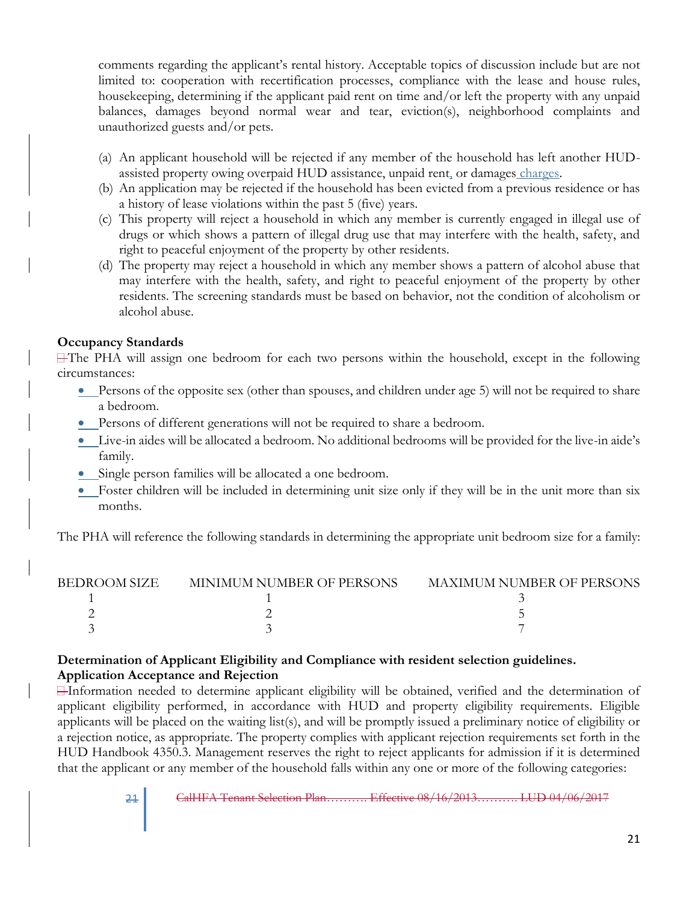comments regarding the applicant's rental history. Acceptable topics of discussion include but are not limited to: cooperation with recertification processes, compliance with the lease and house rules, housekeeping, determining if the applicant paid rent on time and/or left the property with any unpaid balances, damages beyond normal wear and tear, eviction(s), neighborhood complaints and unauthorized guests and/or pets.

(a) An applicant household will be rejected if any member of the household has left another HUD-assisted property owing overpaid HUD assistance, unpaid rent, or damages charges.
(b) An application may be rejected if the household has been evicted from a previous residence or has a history of lease violations within the past 5 (five) years.
(c) This property will reject a household in which any member is currently engaged in illegal use of drugs or which shows a pattern of illegal drug use that may interfere with the health, safety, and right to peaceful enjoyment of the property by other residents.
(d) The property may reject a household in which any member shows a pattern of alcohol abuse that may interfere with the health, safety, and right to peaceful enjoyment of the property by other residents. The screening standards must be based on behavior, not the condition of alcoholism or alcohol abuse.

**Occupancy Standards**

The PHA will assign one bedroom for each two persons within the household, except in the following circumstances:

- Persons of the opposite sex (other than spouses, and children under age 5) will not be required to share a bedroom.
- Persons of different generations will not be required to share a bedroom.
- Live-in aides will be allocated a bedroom. No additional bedrooms will be provided for the live-in aide's family.
- Single person families will be allocated a one bedroom.
- Foster children will be included in determining unit size only if they will be in the unit more than six months.

The PHA will reference the following standards in determining the appropriate unit bedroom size for a family:

| BEDROOM SIZE | MINIMUM NUMBER OF PERSONS | MAXIMUM NUMBER OF PERSONS |
|---|---|---|
| 1 | 1 | 3 |
| 2 | 2 | 5 |
| 3 | 3 | 7 |

**Determination of Applicant Eligibility and Compliance with resident selection guidelines.**
**Application Acceptance and Rejection**

Information needed to determine applicant eligibility will be obtained, verified and the determination of applicant eligibility performed, in accordance with HUD and property eligibility requirements. Eligible applicants will be placed on the waiting list(s), and will be promptly issued a preliminary notice of eligibility or a rejection notice, as appropriate. The property complies with applicant rejection requirements set forth in the HUD Handbook 4350.3. Management reserves the right to reject applicants for admission if it is determined that the applicant or any member of the household falls within any one or more of the following categories: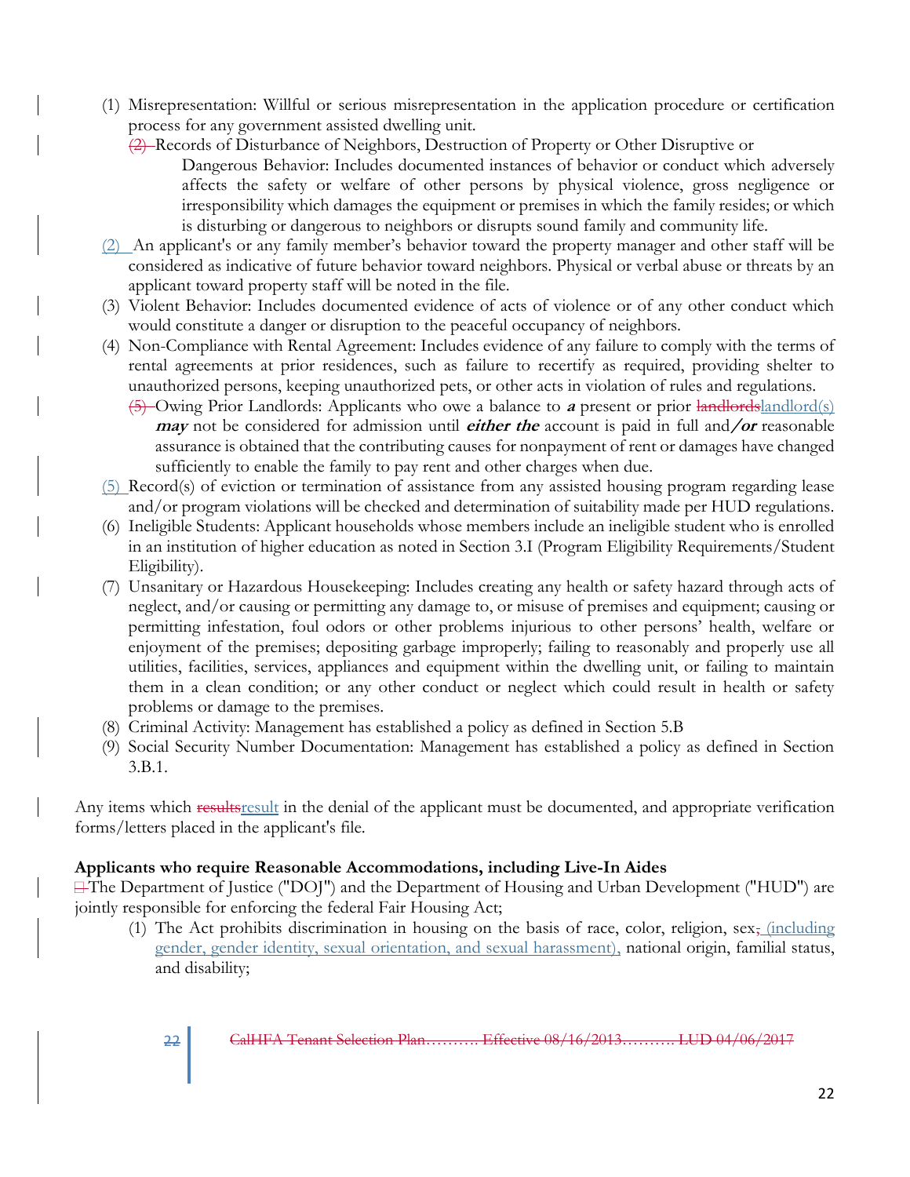(1) Misrepresentation: Willful or serious misrepresentation in the application procedure or certification process for any government assisted dwelling unit.

(2) Records of Disturbance of Neighbors, Destruction of Property or Other Disruptive or Dangerous Behavior: Includes documented instances of behavior or conduct which adversely affects the safety or welfare of other persons by physical violence, gross negligence or irresponsibility which damages the equipment or premises in which the family resides; or which is disturbing or dangerous to neighbors or disrupts sound family and community life.

(2) An applicant's or any family member's behavior toward the property manager and other staff will be considered as indicative of future behavior toward neighbors. Physical or verbal abuse or threats by an applicant toward property staff will be noted in the file.

(3) Violent Behavior: Includes documented evidence of acts of violence or of any other conduct which would constitute a danger or disruption to the peaceful occupancy of neighbors.

(4) Non-Compliance with Rental Agreement: Includes evidence of any failure to comply with the terms of rental agreements at prior residences, such as failure to recertify as required, providing shelter to unauthorized persons, keeping unauthorized pets, or other acts in violation of rules and regulations.

(5) Owing Prior Landlords: Applicants who owe a balance to ***a*** present or prior ~~landlords~~landlord(s) ***may*** not be considered for admission until ***either the*** account is paid in full and***/or*** reasonable assurance is obtained that the contributing causes for nonpayment of rent or damages have changed sufficiently to enable the family to pay rent and other charges when due.

(5) Record(s) of eviction or termination of assistance from any assisted housing program regarding lease and/or program violations will be checked and determination of suitability made per HUD regulations.

(6) Ineligible Students: Applicant households whose members include an ineligible student who is enrolled in an institution of higher education as noted in Section 3.I (Program Eligibility Requirements/Student Eligibility).

(7) Unsanitary or Hazardous Housekeeping: Includes creating any health or safety hazard through acts of neglect, and/or causing or permitting any damage to, or misuse of premises and equipment; causing or permitting infestation, foul odors or other problems injurious to other persons' health, welfare or enjoyment of the premises; depositing garbage improperly; failing to reasonably and properly use all utilities, facilities, services, appliances and equipment within the dwelling unit, or failing to maintain them in a clean condition; or any other conduct or neglect which could result in health or safety problems or damage to the premises.

(8) Criminal Activity: Management has established a policy as defined in Section 5.B

(9) Social Security Number Documentation: Management has established a policy as defined in Section 3.B.1.

Any items which ~~results~~result in the denial of the applicant must be documented, and appropriate verification forms/letters placed in the applicant's file.

**Applicants who require Reasonable Accommodations, including Live-In Aides**

The Department of Justice ("DOJ") and the Department of Housing and Urban Development ("HUD") are jointly responsible for enforcing the federal Fair Housing Act;

(1) The Act prohibits discrimination in housing on the basis of race, color, religion, sex~~,~~ (including gender, gender identity, sexual orientation, and sexual harassment), national origin, familial status, and disability;

~~CalHFA Tenant Selection Plan………. Effective 08/16/2013………. LUD 04/06/2017~~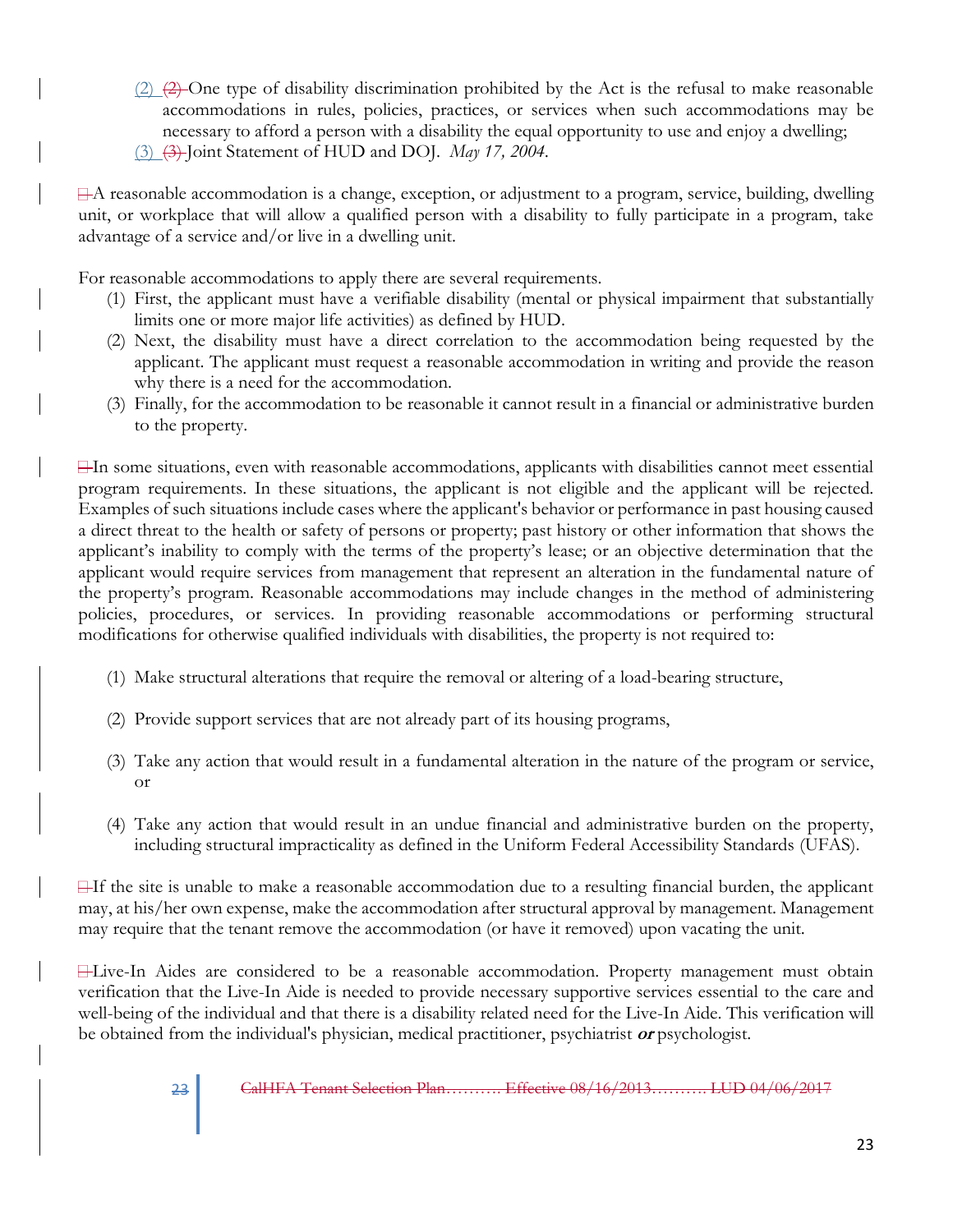(2) One type of disability discrimination prohibited by the Act is the refusal to make reasonable accommodations in rules, policies, practices, or services when such accommodations may be necessary to afford a person with a disability the equal opportunity to use and enjoy a dwelling;
(3) Joint Statement of HUD and DOJ. *May 17, 2004.*

A reasonable accommodation is a change, exception, or adjustment to a program, service, building, dwelling unit, or workplace that will allow a qualified person with a disability to fully participate in a program, take advantage of a service and/or live in a dwelling unit.

For reasonable accommodations to apply there are several requirements.

(1) First, the applicant must have a verifiable disability (mental or physical impairment that substantially limits one or more major life activities) as defined by HUD.
(2) Next, the disability must have a direct correlation to the accommodation being requested by the applicant. The applicant must request a reasonable accommodation in writing and provide the reason why there is a need for the accommodation.
(3) Finally, for the accommodation to be reasonable it cannot result in a financial or administrative burden to the property.

In some situations, even with reasonable accommodations, applicants with disabilities cannot meet essential program requirements. In these situations, the applicant is not eligible and the applicant will be rejected. Examples of such situations include cases where the applicant's behavior or performance in past housing caused a direct threat to the health or safety of persons or property; past history or other information that shows the applicant's inability to comply with the terms of the property's lease; or an objective determination that the applicant would require services from management that represent an alteration in the fundamental nature of the property's program. Reasonable accommodations may include changes in the method of administering policies, procedures, or services. In providing reasonable accommodations or performing structural modifications for otherwise qualified individuals with disabilities, the property is not required to:

(1) Make structural alterations that require the removal or altering of a load-bearing structure,

(2) Provide support services that are not already part of its housing programs,

(3) Take any action that would result in a fundamental alteration in the nature of the program or service, or

(4) Take any action that would result in an undue financial and administrative burden on the property, including structural impracticality as defined in the Uniform Federal Accessibility Standards (UFAS).

If the site is unable to make a reasonable accommodation due to a resulting financial burden, the applicant may, at his/her own expense, make the accommodation after structural approval by management. Management may require that the tenant remove the accommodation (or have it removed) upon vacating the unit.

Live-In Aides are considered to be a reasonable accommodation. Property management must obtain verification that the Live-In Aide is needed to provide necessary supportive services essential to the care and well-being of the individual and that there is a disability related need for the Live-In Aide. This verification will be obtained from the individual's physician, medical practitioner, psychiatrist ***or*** psychologist.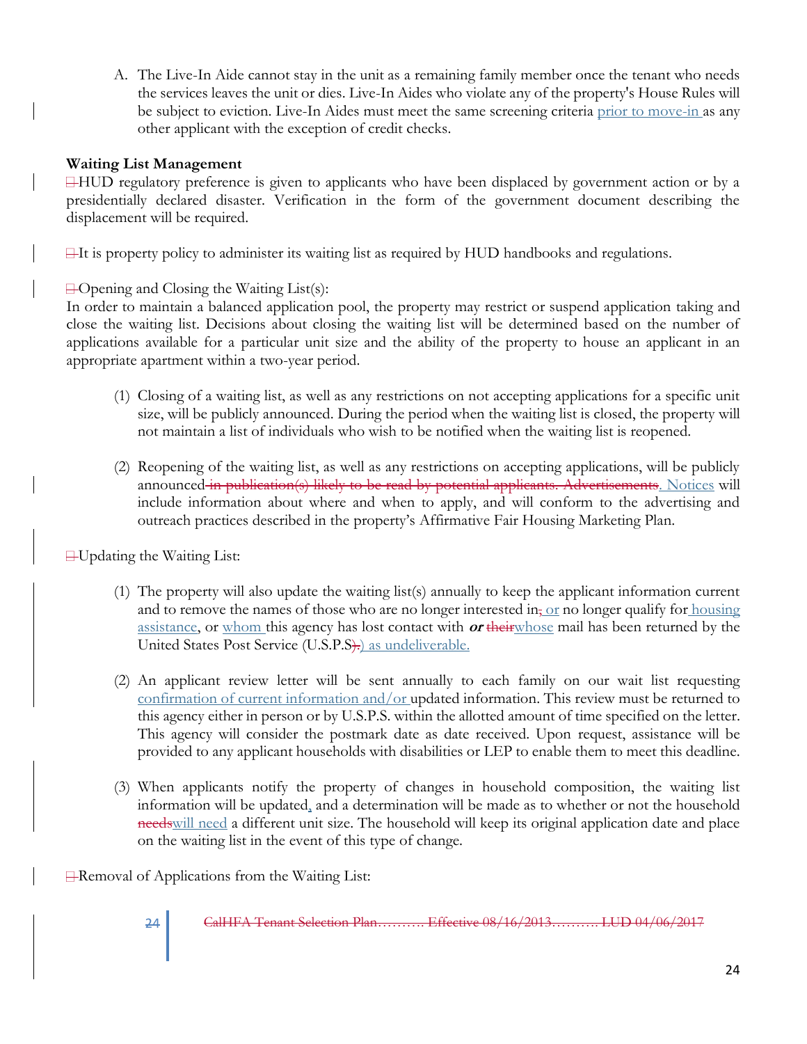A. The Live-In Aide cannot stay in the unit as a remaining family member once the tenant who needs the services leaves the unit or dies. Live-In Aides who violate any of the property's House Rules will be subject to eviction. Live-In Aides must meet the same screening criteria prior to move-in as any other applicant with the exception of credit checks.

**Waiting List Management**

HUD regulatory preference is given to applicants who have been displaced by government action or by a presidentially declared disaster. Verification in the form of the government document describing the displacement will be required.

It is property policy to administer its waiting list as required by HUD handbooks and regulations.

Opening and Closing the Waiting List(s):

In order to maintain a balanced application pool, the property may restrict or suspend application taking and close the waiting list. Decisions about closing the waiting list will be determined based on the number of applications available for a particular unit size and the ability of the property to house an applicant in an appropriate apartment within a two-year period.

(1) Closing of a waiting list, as well as any restrictions on not accepting applications for a specific unit size, will be publicly announced. During the period when the waiting list is closed, the property will not maintain a list of individuals who wish to be notified when the waiting list is reopened.

(2) Reopening of the waiting list, as well as any restrictions on accepting applications, will be publicly announced ~~in publication(s) likely to be read by potential applicants. Advertisements~~. Notices will include information about where and when to apply, and will conform to the advertising and outreach practices described in the property's Affirmative Fair Housing Marketing Plan.

Updating the Waiting List:

(1) The property will also update the waiting list(s) annually to keep the applicant information current and to remove the names of those who are no longer interested in~~,~~ or no longer qualify for housing assistance, or whom this agency has lost contact with ***or*** ~~their~~whose mail has been returned by the United States Post Service (U.S.P.S~~).~~) as undeliverable.

(2) An applicant review letter will be sent annually to each family on our wait list requesting confirmation of current information and/or updated information. This review must be returned to this agency either in person or by U.S.P.S. within the allotted amount of time specified on the letter. This agency will consider the postmark date as date received. Upon request, assistance will be provided to any applicant households with disabilities or LEP to enable them to meet this deadline.

(3) When applicants notify the property of changes in household composition, the waiting list information will be updated, and a determination will be made as to whether or not the household ~~needs~~will need a different unit size. The household will keep its original application date and place on the waiting list in the event of this type of change.

Removal of Applications from the Waiting List: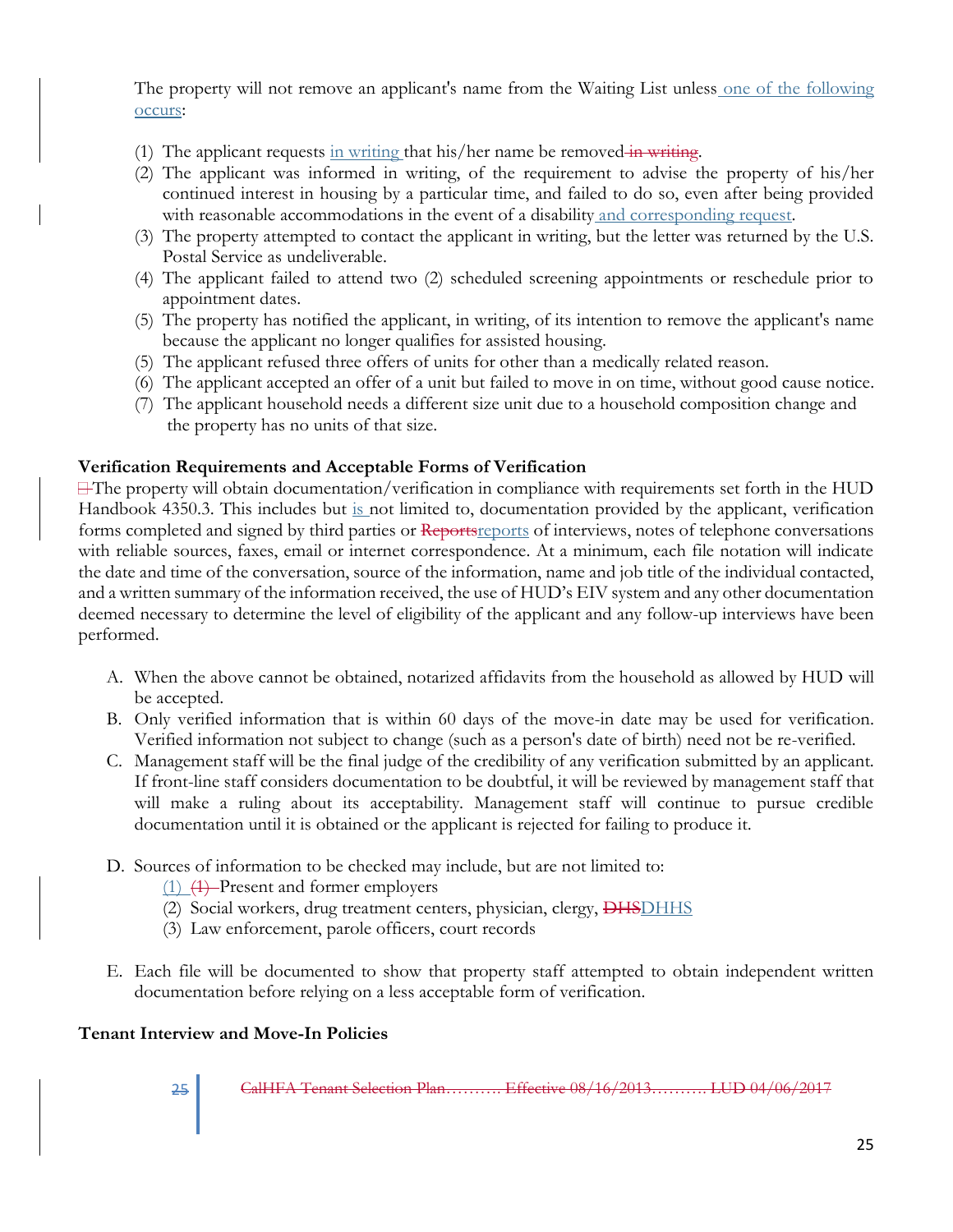The property will not remove an applicant's name from the Waiting List unless one of the following occurs:

(1) The applicant requests in writing that his/her name be removed in writing.
(2) The applicant was informed in writing, of the requirement to advise the property of his/her continued interest in housing by a particular time, and failed to do so, even after being provided with reasonable accommodations in the event of a disability and corresponding request.
(3) The property attempted to contact the applicant in writing, but the letter was returned by the U.S. Postal Service as undeliverable.
(4) The applicant failed to attend two (2) scheduled screening appointments or reschedule prior to appointment dates.
(5) The property has notified the applicant, in writing, of its intention to remove the applicant's name because the applicant no longer qualifies for assisted housing.
(5) The applicant refused three offers of units for other than a medically related reason.
(6) The applicant accepted an offer of a unit but failed to move in on time, without good cause notice.
(7) The applicant household needs a different size unit due to a household composition change and the property has no units of that size.

**Verification Requirements and Acceptable Forms of Verification**

The property will obtain documentation/verification in compliance with requirements set forth in the HUD Handbook 4350.3. This includes but is not limited to, documentation provided by the applicant, verification forms completed and signed by third parties or Reportsreports of interviews, notes of telephone conversations with reliable sources, faxes, email or internet correspondence. At a minimum, each file notation will indicate the date and time of the conversation, source of the information, name and job title of the individual contacted, and a written summary of the information received, the use of HUD's EIV system and any other documentation deemed necessary to determine the level of eligibility of the applicant and any follow-up interviews have been performed.

A. When the above cannot be obtained, notarized affidavits from the household as allowed by HUD will be accepted.
B. Only verified information that is within 60 days of the move-in date may be used for verification. Verified information not subject to change (such as a person's date of birth) need not be re-verified.
C. Management staff will be the final judge of the credibility of any verification submitted by an applicant. If front-line staff considers documentation to be doubtful, it will be reviewed by management staff that will make a ruling about its acceptability. Management staff will continue to pursue credible documentation until it is obtained or the applicant is rejected for failing to produce it.

D. Sources of information to be checked may include, but are not limited to:
   (1) (1) Present and former employers
   (2) Social workers, drug treatment centers, physician, clergy, DHSDHHS
   (3) Law enforcement, parole officers, court records

E. Each file will be documented to show that property staff attempted to obtain independent written documentation before relying on a less acceptable form of verification.

**Tenant Interview and Move-In Policies**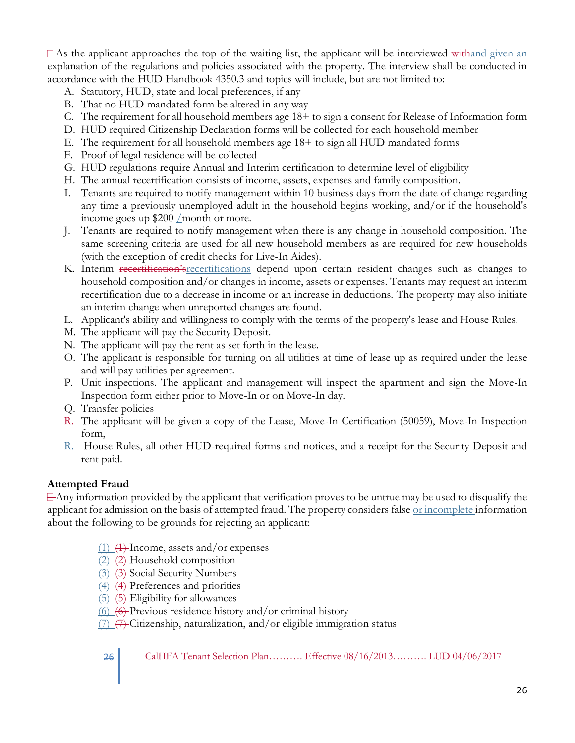As the applicant approaches the top of the waiting list, the applicant will be interviewed and given an explanation of the regulations and policies associated with the property. The interview shall be conducted in accordance with the HUD Handbook 4350.3 and topics will include, but are not limited to:

A. Statutory, HUD, state and local preferences, if any
B. That no HUD mandated form be altered in any way
C. The requirement for all household members age 18+ to sign a consent for Release of Information form
D. HUD required Citizenship Declaration forms will be collected for each household member
E. The requirement for all household members age 18+ to sign all HUD mandated forms
F. Proof of legal residence will be collected
G. HUD regulations require Annual and Interim certification to determine level of eligibility
H. The annual recertification consists of income, assets, expenses and family composition.
I. Tenants are required to notify management within 10 business days from the date of change regarding any time a previously unemployed adult in the household begins working, and/or if the household's income goes up $200/month or more.
J. Tenants are required to notify management when there is any change in household composition. The same screening criteria are used for all new household members as are required for new households (with the exception of credit checks for Live-In Aides).
K. Interim recertifications depend upon certain resident changes such as changes to household composition and/or changes in income, assets or expenses. Tenants may request an interim recertification due to a decrease in income or an increase in deductions. The property may also initiate an interim change when unreported changes are found.
L. Applicant's ability and willingness to comply with the terms of the property's lease and House Rules.
M. The applicant will pay the Security Deposit.
N. The applicant will pay the rent as set forth in the lease.
O. The applicant is responsible for turning on all utilities at time of lease up as required under the lease and will pay utilities per agreement.
P. Unit inspections. The applicant and management will inspect the apartment and sign the Move-In Inspection form either prior to Move-In or on Move-In day.
Q. Transfer policies
R. The applicant will be given a copy of the Lease, Move-In Certification (50059), Move-In Inspection form, House Rules, all other HUD-required forms and notices, and a receipt for the Security Deposit and rent paid.

### Attempted Fraud

Any information provided by the applicant that verification proves to be untrue may be used to disqualify the applicant for admission on the basis of attempted fraud. The property considers false or incomplete information about the following to be grounds for rejecting an applicant:

(1) Income, assets and/or expenses
(2) Household composition
(3) Social Security Numbers
(4) Preferences and priorities
(5) Eligibility for allowances
(6) Previous residence history and/or criminal history
(7) Citizenship, naturalization, and/or eligible immigration status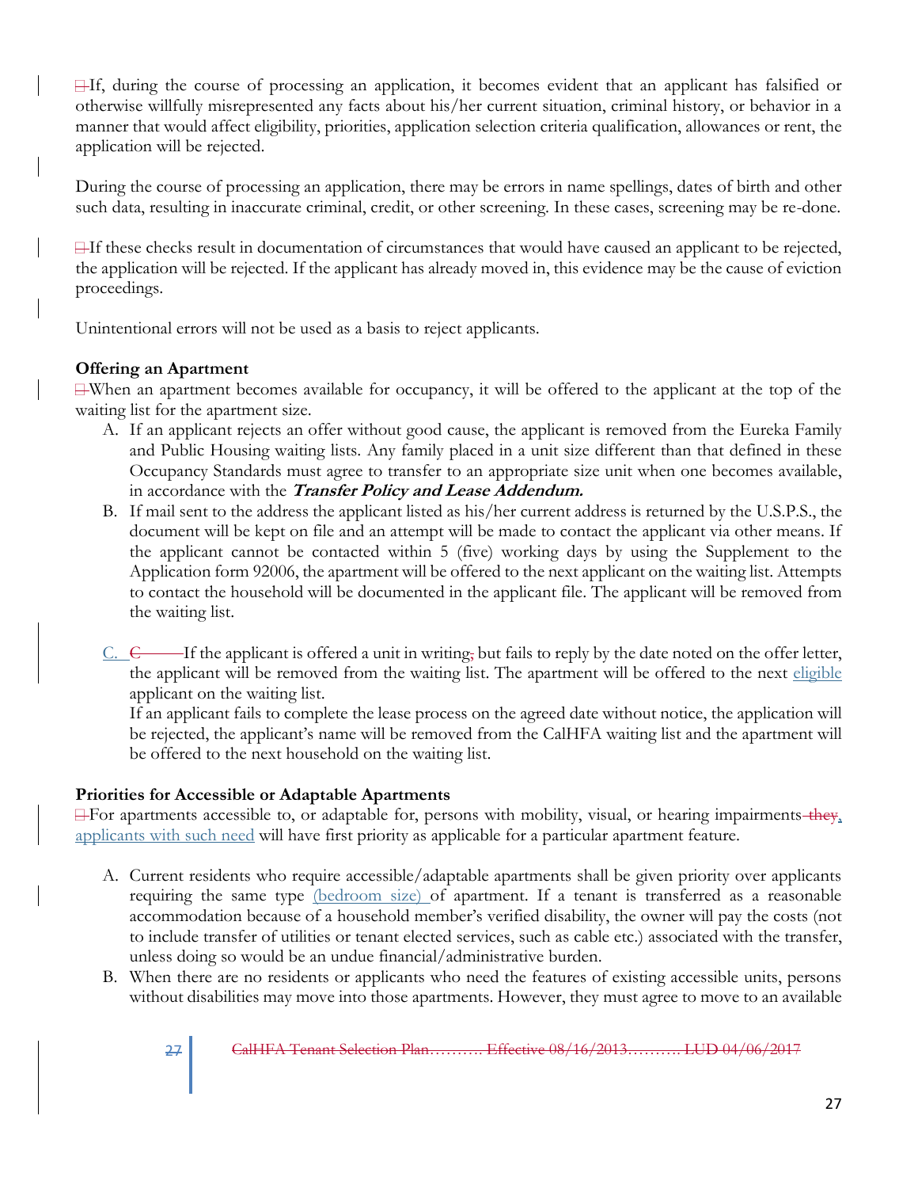If, during the course of processing an application, it becomes evident that an applicant has falsified or otherwise willfully misrepresented any facts about his/her current situation, criminal history, or behavior in a manner that would affect eligibility, priorities, application selection criteria qualification, allowances or rent, the application will be rejected.

During the course of processing an application, there may be errors in name spellings, dates of birth and other such data, resulting in inaccurate criminal, credit, or other screening. In these cases, screening may be re-done.

If these checks result in documentation of circumstances that would have caused an applicant to be rejected, the application will be rejected. If the applicant has already moved in, this evidence may be the cause of eviction proceedings.

Unintentional errors will not be used as a basis to reject applicants.

**Offering an Apartment**

When an apartment becomes available for occupancy, it will be offered to the applicant at the top of the waiting list for the apartment size.

A. If an applicant rejects an offer without good cause, the applicant is removed from the Eureka Family and Public Housing waiting lists. Any family placed in a unit size different than that defined in these Occupancy Standards must agree to transfer to an appropriate size unit when one becomes available, in accordance with the ***Transfer Policy and Lease Addendum.***

B. If mail sent to the address the applicant listed as his/her current address is returned by the U.S.P.S., the document will be kept on file and an attempt will be made to contact the applicant via other means. If the applicant cannot be contacted within 5 (five) working days by using the Supplement to the Application form 92006, the apartment will be offered to the next applicant on the waiting list. Attempts to contact the household will be documented in the applicant file. The applicant will be removed from the waiting list.

C. If the applicant is offered a unit in writing but fails to reply by the date noted on the offer letter, the applicant will be removed from the waiting list. The apartment will be offered to the next eligible applicant on the waiting list.
If an applicant fails to complete the lease process on the agreed date without notice, the application will be rejected, the applicant's name will be removed from the CalHFA waiting list and the apartment will be offered to the next household on the waiting list.

**Priorities for Accessible or Adaptable Apartments**

For apartments accessible to, or adaptable for, persons with mobility, visual, or hearing impairments, applicants with such need will have first priority as applicable for a particular apartment feature.

A. Current residents who require accessible/adaptable apartments shall be given priority over applicants requiring the same type (bedroom size) of apartment. If a tenant is transferred as a reasonable accommodation because of a household member's verified disability, the owner will pay the costs (not to include transfer of utilities or tenant elected services, such as cable etc.) associated with the transfer, unless doing so would be an undue financial/administrative burden.

B. When there are no residents or applicants who need the features of existing accessible units, persons without disabilities may move into those apartments. However, they must agree to move to an available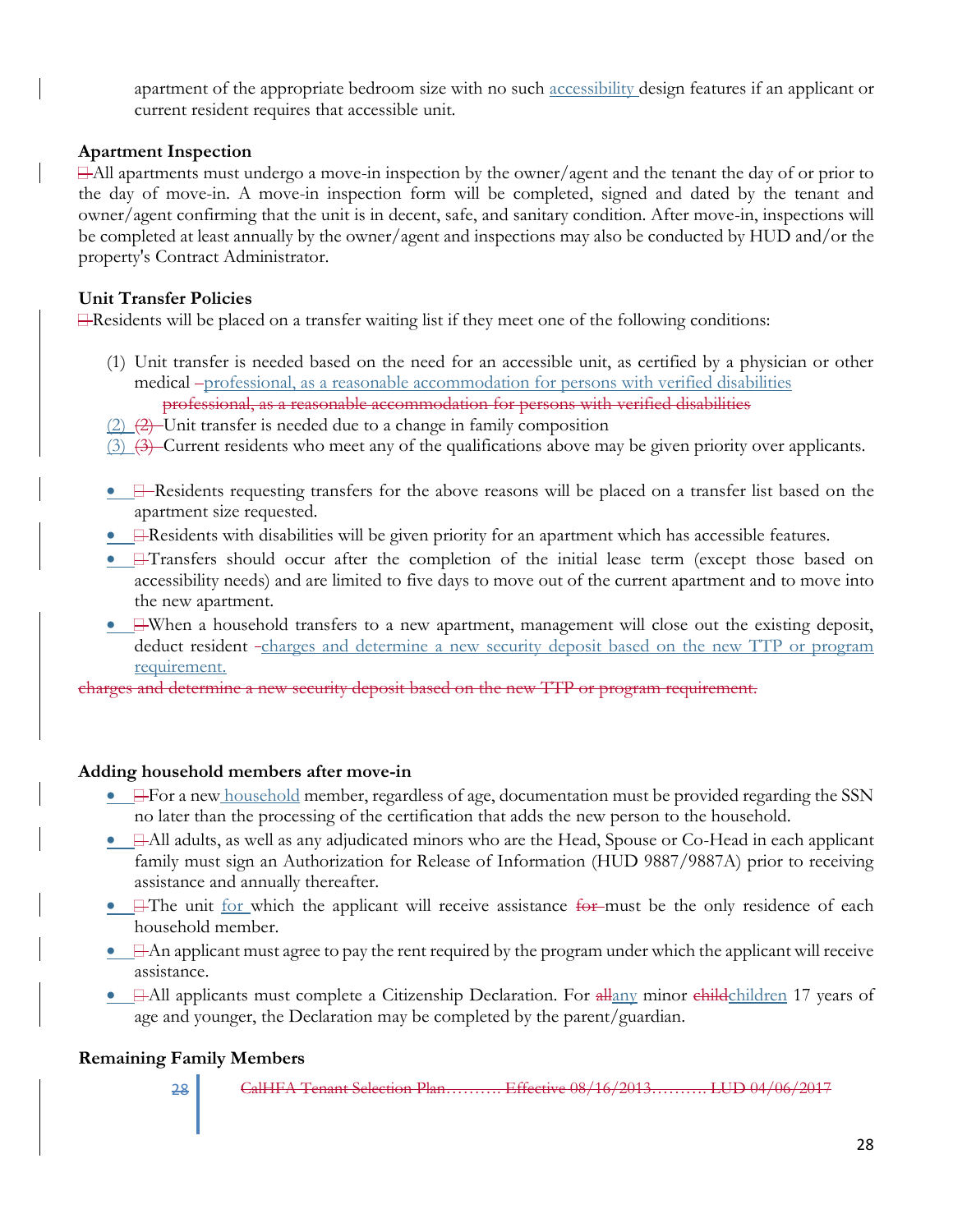apartment of the appropriate bedroom size with no such accessibility design features if an applicant or current resident requires that accessible unit.

**Apartment Inspection**

All apartments must undergo a move-in inspection by the owner/agent and the tenant the day of or prior to the day of move-in. A move-in inspection form will be completed, signed and dated by the tenant and owner/agent confirming that the unit is in decent, safe, and sanitary condition. After move-in, inspections will be completed at least annually by the owner/agent and inspections may also be conducted by HUD and/or the property's Contract Administrator.

**Unit Transfer Policies**

Residents will be placed on a transfer waiting list if they meet one of the following conditions:

(1) Unit transfer is needed based on the need for an accessible unit, as certified by a physician or other medical professional, as a reasonable accommodation for persons with verified disabilities
(2) Unit transfer is needed due to a change in family composition
(3) Current residents who meet any of the qualifications above may be given priority over applicants.

- Residents requesting transfers for the above reasons will be placed on a transfer list based on the apartment size requested.
- Residents with disabilities will be given priority for an apartment which has accessible features.
- Transfers should occur after the completion of the initial lease term (except those based on accessibility needs) and are limited to five days to move out of the current apartment and to move into the new apartment.
- When a household transfers to a new apartment, management will close out the existing deposit, deduct resident charges and determine a new security deposit based on the new TTP or program requirement.

**Adding household members after move-in**

- For a new household member, regardless of age, documentation must be provided regarding the SSN no later than the processing of the certification that adds the new person to the household.
- All adults, as well as any adjudicated minors who are the Head, Spouse or Co-Head in each applicant family must sign an Authorization for Release of Information (HUD 9887/9887A) prior to receiving assistance and annually thereafter.
- The unit for which the applicant will receive assistance must be the only residence of each household member.
- An applicant must agree to pay the rent required by the program under which the applicant will receive assistance.
- All applicants must complete a Citizenship Declaration. For any minor children 17 years of age and younger, the Declaration may be completed by the parent/guardian.

**Remaining Family Members**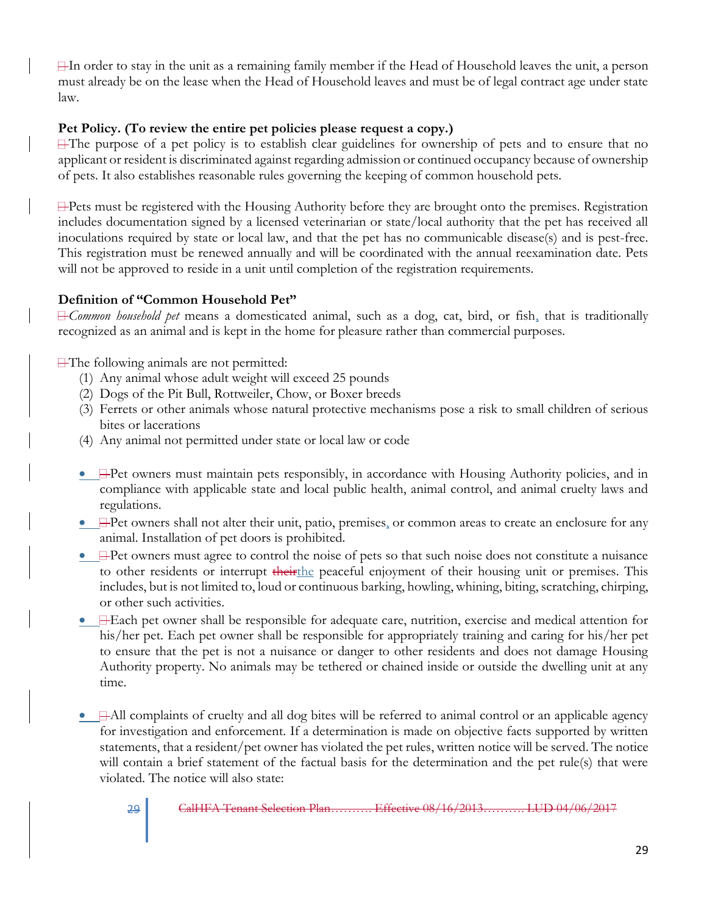In order to stay in the unit as a remaining family member if the Head of Household leaves the unit, a person must already be on the lease when the Head of Household leaves and must be of legal contract age under state law.

**Pet Policy. (To review the entire pet policies please request a copy.)**

The purpose of a pet policy is to establish clear guidelines for ownership of pets and to ensure that no applicant or resident is discriminated against regarding admission or continued occupancy because of ownership of pets. It also establishes reasonable rules governing the keeping of common household pets.

Pets must be registered with the Housing Authority before they are brought onto the premises. Registration includes documentation signed by a licensed veterinarian or state/local authority that the pet has received all inoculations required by state or local law, and that the pet has no communicable disease(s) and is pest-free. This registration must be renewed annually and will be coordinated with the annual reexamination date. Pets will not be approved to reside in a unit until completion of the registration requirements.

**Definition of "Common Household Pet"**

*Common household pet* means a domesticated animal, such as a dog, cat, bird, or fish, that is traditionally recognized as an animal and is kept in the home for pleasure rather than commercial purposes.

The following animals are not permitted:

1. Any animal whose adult weight will exceed 25 pounds
2. Dogs of the Pit Bull, Rottweiler, Chow, or Boxer breeds
3. Ferrets or other animals whose natural protective mechanisms pose a risk to small children of serious bites or lacerations
4. Any animal not permitted under state or local law or code

- Pet owners must maintain pets responsibly, in accordance with Housing Authority policies, and in compliance with applicable state and local public health, animal control, and animal cruelty laws and regulations.
- Pet owners shall not alter their unit, patio, premises, or common areas to create an enclosure for any animal. Installation of pet doors is prohibited.
- Pet owners must agree to control the noise of pets so that such noise does not constitute a nuisance to other residents or interrupt the peaceful enjoyment of their housing unit or premises. This includes, but is not limited to, loud or continuous barking, howling, whining, biting, scratching, chirping, or other such activities.
- Each pet owner shall be responsible for adequate care, nutrition, exercise and medical attention for his/her pet. Each pet owner shall be responsible for appropriately training and caring for his/her pet to ensure that the pet is not a nuisance or danger to other residents and does not damage Housing Authority property. No animals may be tethered or chained inside or outside the dwelling unit at any time.
- All complaints of cruelty and all dog bites will be referred to animal control or an applicable agency for investigation and enforcement. If a determination is made on objective facts supported by written statements, that a resident/pet owner has violated the pet rules, written notice will be served. The notice will contain a brief statement of the factual basis for the determination and the pet rule(s) that were violated. The notice will also state: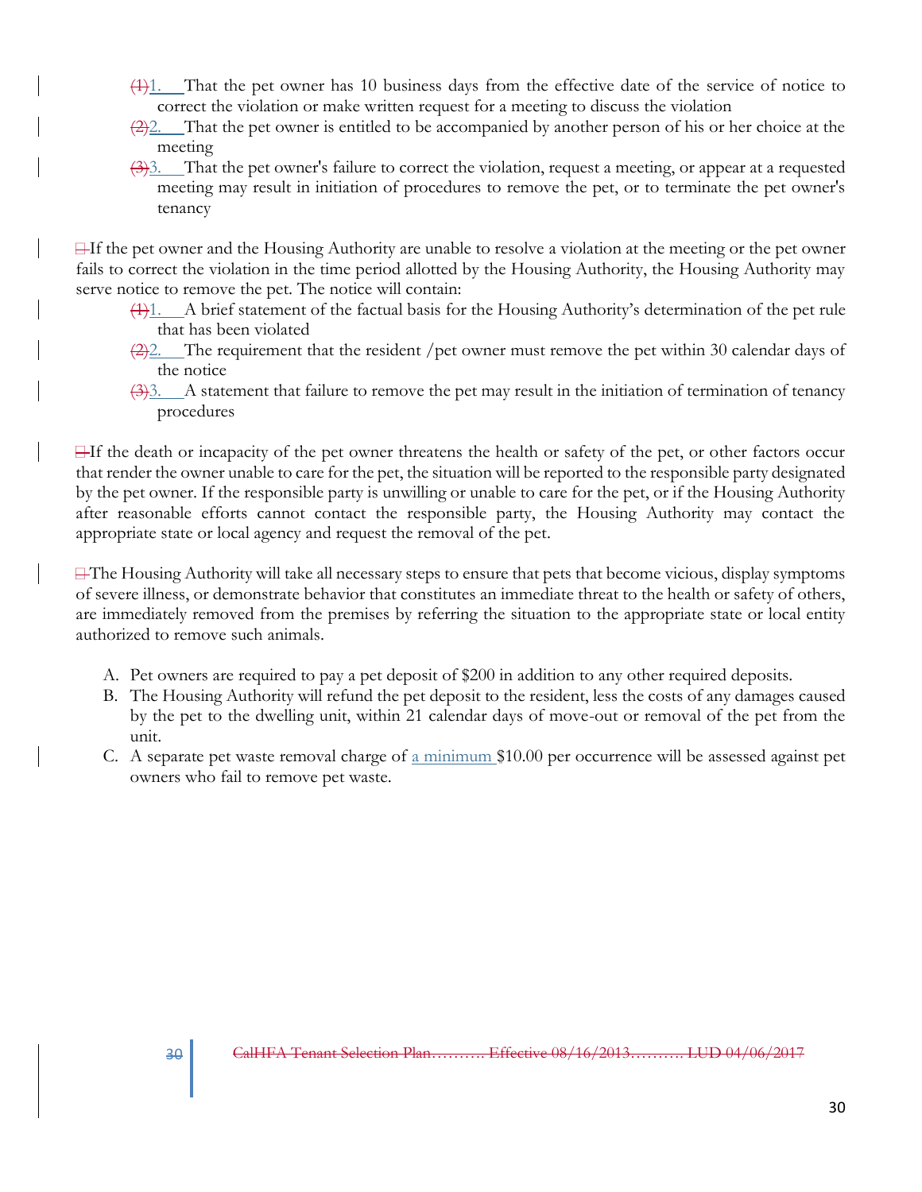1. That the pet owner has 10 business days from the effective date of the service of notice to correct the violation or make written request for a meeting to discuss the violation
2. That the pet owner is entitled to be accompanied by another person of his or her choice at the meeting
3. That the pet owner's failure to correct the violation, request a meeting, or appear at a requested meeting may result in initiation of procedures to remove the pet, or to terminate the pet owner's tenancy

If the pet owner and the Housing Authority are unable to resolve a violation at the meeting or the pet owner fails to correct the violation in the time period allotted by the Housing Authority, the Housing Authority may serve notice to remove the pet. The notice will contain:

1. A brief statement of the factual basis for the Housing Authority's determination of the pet rule that has been violated
2. The requirement that the resident /pet owner must remove the pet within 30 calendar days of the notice
3. A statement that failure to remove the pet may result in the initiation of termination of tenancy procedures

If the death or incapacity of the pet owner threatens the health or safety of the pet, or other factors occur that render the owner unable to care for the pet, the situation will be reported to the responsible party designated by the pet owner. If the responsible party is unwilling or unable to care for the pet, or if the Housing Authority after reasonable efforts cannot contact the responsible party, the Housing Authority may contact the appropriate state or local agency and request the removal of the pet.

The Housing Authority will take all necessary steps to ensure that pets that become vicious, display symptoms of severe illness, or demonstrate behavior that constitutes an immediate threat to the health or safety of others, are immediately removed from the premises by referring the situation to the appropriate state or local entity authorized to remove such animals.

A. Pet owners are required to pay a pet deposit of $200 in addition to any other required deposits.
B. The Housing Authority will refund the pet deposit to the resident, less the costs of any damages caused by the pet to the dwelling unit, within 21 calendar days of move-out or removal of the pet from the unit.
C. A separate pet waste removal charge of a minimum $10.00 per occurrence will be assessed against pet owners who fail to remove pet waste.